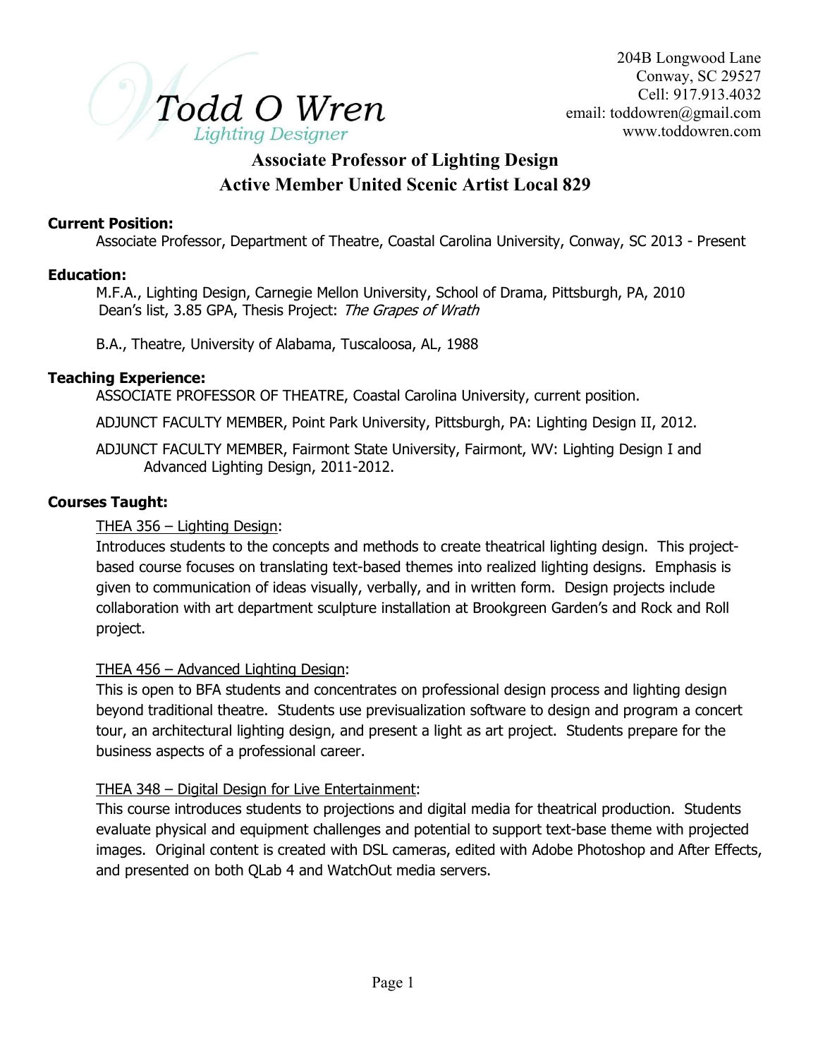# Todd O Wren

*Lighting Designer*

204B Longwood Lane
Conway, SC 29527
Cell: 917.913.4032
email: toddowren@gmail.com
www.toddowren.com

## Associate Professor of Lighting Design
## Active Member United Scenic Artist Local 829

**Current Position:**

Associate Professor, Department of Theatre, Coastal Carolina University, Conway, SC 2013 - Present

**Education:**

M.F.A., Lighting Design, Carnegie Mellon University, School of Drama, Pittsburgh, PA, 2010
Dean's list, 3.85 GPA, Thesis Project: *The Grapes of Wrath*

B.A., Theatre, University of Alabama, Tuscaloosa, AL, 1988

**Teaching Experience:**

ASSOCIATE PROFESSOR OF THEATRE, Coastal Carolina University, current position.

ADJUNCT FACULTY MEMBER, Point Park University, Pittsburgh, PA: Lighting Design II, 2012.

ADJUNCT FACULTY MEMBER, Fairmont State University, Fairmont, WV: Lighting Design I and Advanced Lighting Design, 2011-2012.

**Courses Taught:**

THEA 356 – Lighting Design:
Introduces students to the concepts and methods to create theatrical lighting design. This project-based course focuses on translating text-based themes into realized lighting designs. Emphasis is given to communication of ideas visually, verbally, and in written form. Design projects include collaboration with art department sculpture installation at Brookgreen Garden's and Rock and Roll project.

THEA 456 – Advanced Lighting Design:
This is open to BFA students and concentrates on professional design process and lighting design beyond traditional theatre. Students use previsualization software to design and program a concert tour, an architectural lighting design, and present a light as art project. Students prepare for the business aspects of a professional career.

THEA 348 – Digital Design for Live Entertainment:
This course introduces students to projections and digital media for theatrical production. Students evaluate physical and equipment challenges and potential to support text-base theme with projected images. Original content is created with DSL cameras, edited with Adobe Photoshop and After Effects, and presented on both QLab 4 and WatchOut media servers.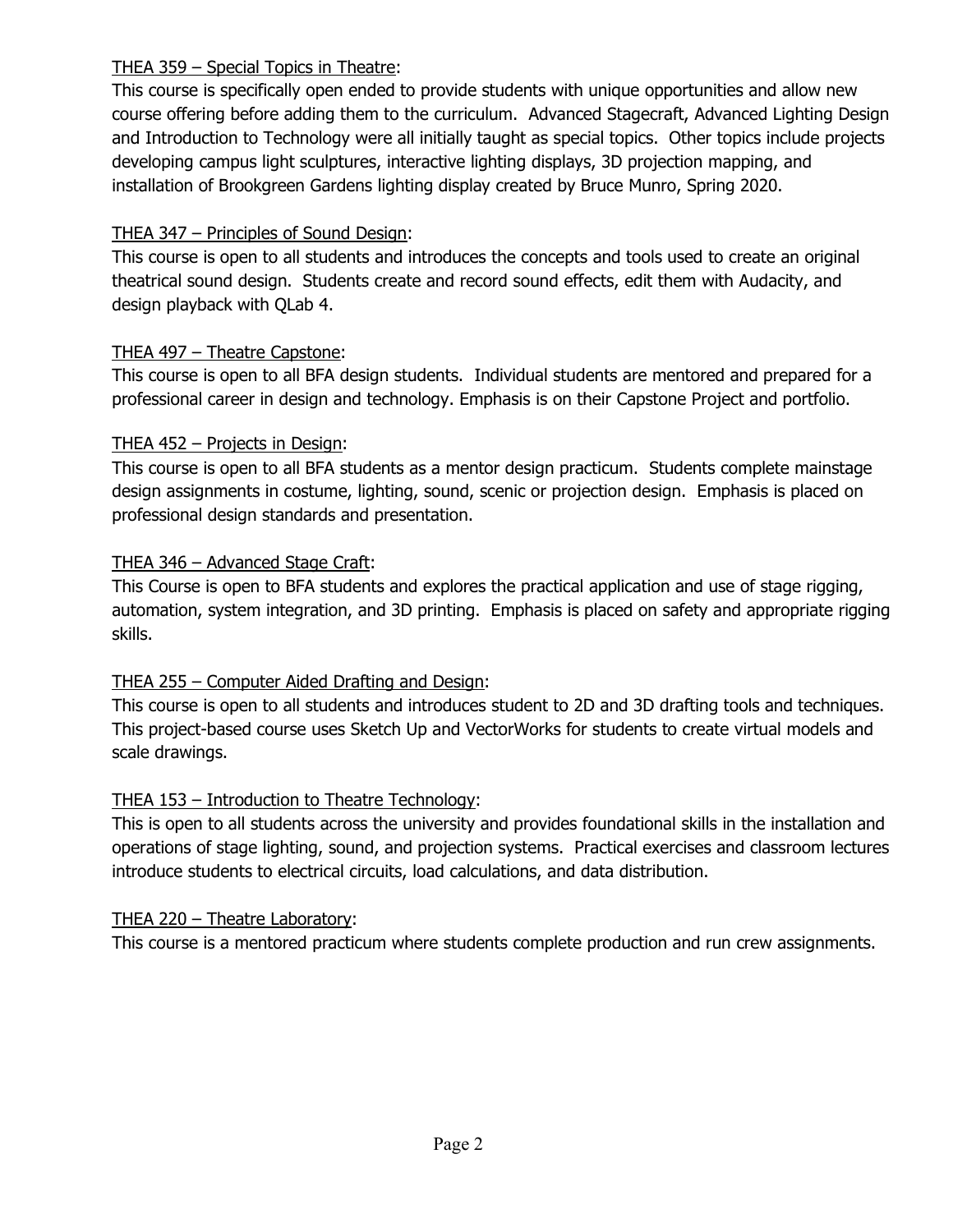<u>THEA 359 – Special Topics in Theatre</u>:

This course is specifically open ended to provide students with unique opportunities and allow new course offering before adding them to the curriculum. Advanced Stagecraft, Advanced Lighting Design and Introduction to Technology were all initially taught as special topics. Other topics include projects developing campus light sculptures, interactive lighting displays, 3D projection mapping, and installation of Brookgreen Gardens lighting display created by Bruce Munro, Spring 2020.

<u>THEA 347 – Principles of Sound Design</u>:

This course is open to all students and introduces the concepts and tools used to create an original theatrical sound design. Students create and record sound effects, edit them with Audacity, and design playback with QLab 4.

<u>THEA 497 – Theatre Capstone</u>:

This course is open to all BFA design students. Individual students are mentored and prepared for a professional career in design and technology. Emphasis is on their Capstone Project and portfolio.

<u>THEA 452 – Projects in Design</u>:

This course is open to all BFA students as a mentor design practicum. Students complete mainstage design assignments in costume, lighting, sound, scenic or projection design. Emphasis is placed on professional design standards and presentation.

<u>THEA 346 – Advanced Stage Craft</u>:

This Course is open to BFA students and explores the practical application and use of stage rigging, automation, system integration, and 3D printing. Emphasis is placed on safety and appropriate rigging skills.

<u>THEA 255 – Computer Aided Drafting and Design</u>:

This course is open to all students and introduces student to 2D and 3D drafting tools and techniques. This project-based course uses Sketch Up and VectorWorks for students to create virtual models and scale drawings.

<u>THEA 153 – Introduction to Theatre Technology</u>:

This is open to all students across the university and provides foundational skills in the installation and operations of stage lighting, sound, and projection systems. Practical exercises and classroom lectures introduce students to electrical circuits, load calculations, and data distribution.

<u>THEA 220 – Theatre Laboratory</u>:

This course is a mentored practicum where students complete production and run crew assignments.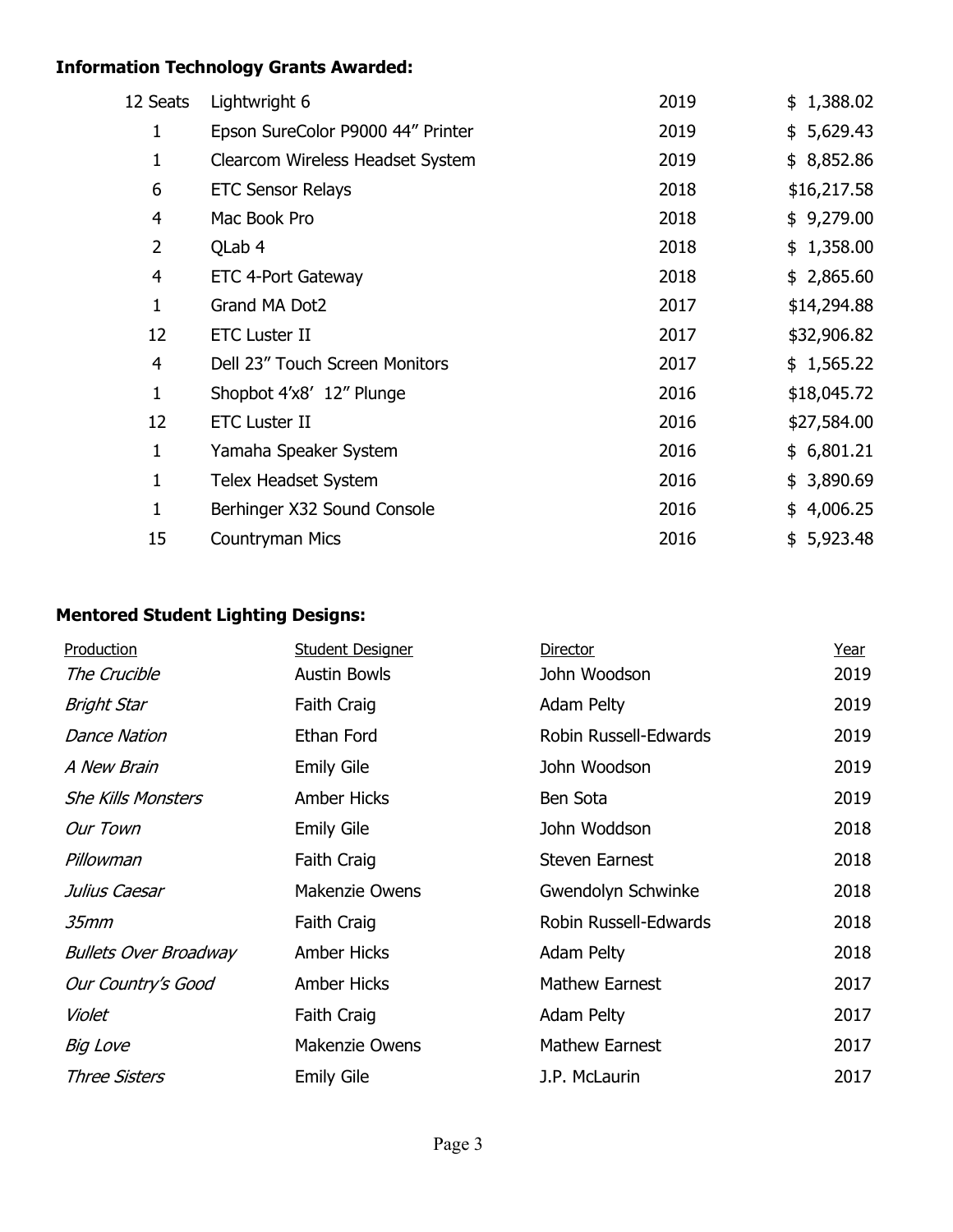**Information Technology Grants Awarded:**

| Qty | Item | Year | Amount |
|---|---|---|---|
| 12 Seats | Lightwright 6 | 2019 | $ 1,388.02 |
| 1 | Epson SureColor P9000 44" Printer | 2019 | $ 5,629.43 |
| 1 | Clearcom Wireless Headset System | 2019 | $ 8,852.86 |
| 6 | ETC Sensor Relays | 2018 | $16,217.58 |
| 4 | Mac Book Pro | 2018 | $ 9,279.00 |
| 2 | QLab 4 | 2018 | $ 1,358.00 |
| 4 | ETC 4-Port Gateway | 2018 | $ 2,865.60 |
| 1 | Grand MA Dot2 | 2017 | $14,294.88 |
| 12 | ETC Luster II | 2017 | $32,906.82 |
| 4 | Dell 23" Touch Screen Monitors | 2017 | $ 1,565.22 |
| 1 | Shopbot 4'x8' 12" Plunge | 2016 | $18,045.72 |
| 12 | ETC Luster II | 2016 | $27,584.00 |
| 1 | Yamaha Speaker System | 2016 | $ 6,801.21 |
| 1 | Telex Headset System | 2016 | $ 3,890.69 |
| 1 | Berhinger X32 Sound Console | 2016 | $ 4,006.25 |
| 15 | Countryman Mics | 2016 | $ 5,923.48 |

**Mentored Student Lighting Designs:**

| Production | Student Designer | Director | Year |
|---|---|---|---|
| *The Crucible* | Austin Bowls | John Woodson | 2019 |
| *Bright Star* | Faith Craig | Adam Pelty | 2019 |
| *Dance Nation* | Ethan Ford | Robin Russell-Edwards | 2019 |
| *A New Brain* | Emily Gile | John Woodson | 2019 |
| *She Kills Monsters* | Amber Hicks | Ben Sota | 2019 |
| *Our Town* | Emily Gile | John Woddson | 2018 |
| *Pillowman* | Faith Craig | Steven Earnest | 2018 |
| *Julius Caesar* | Makenzie Owens | Gwendolyn Schwinke | 2018 |
| *35mm* | Faith Craig | Robin Russell-Edwards | 2018 |
| *Bullets Over Broadway* | Amber Hicks | Adam Pelty | 2018 |
| *Our Country's Good* | Amber Hicks | Mathew Earnest | 2017 |
| *Violet* | Faith Craig | Adam Pelty | 2017 |
| *Big Love* | Makenzie Owens | Mathew Earnest | 2017 |
| *Three Sisters* | Emily Gile | J.P. McLaurin | 2017 |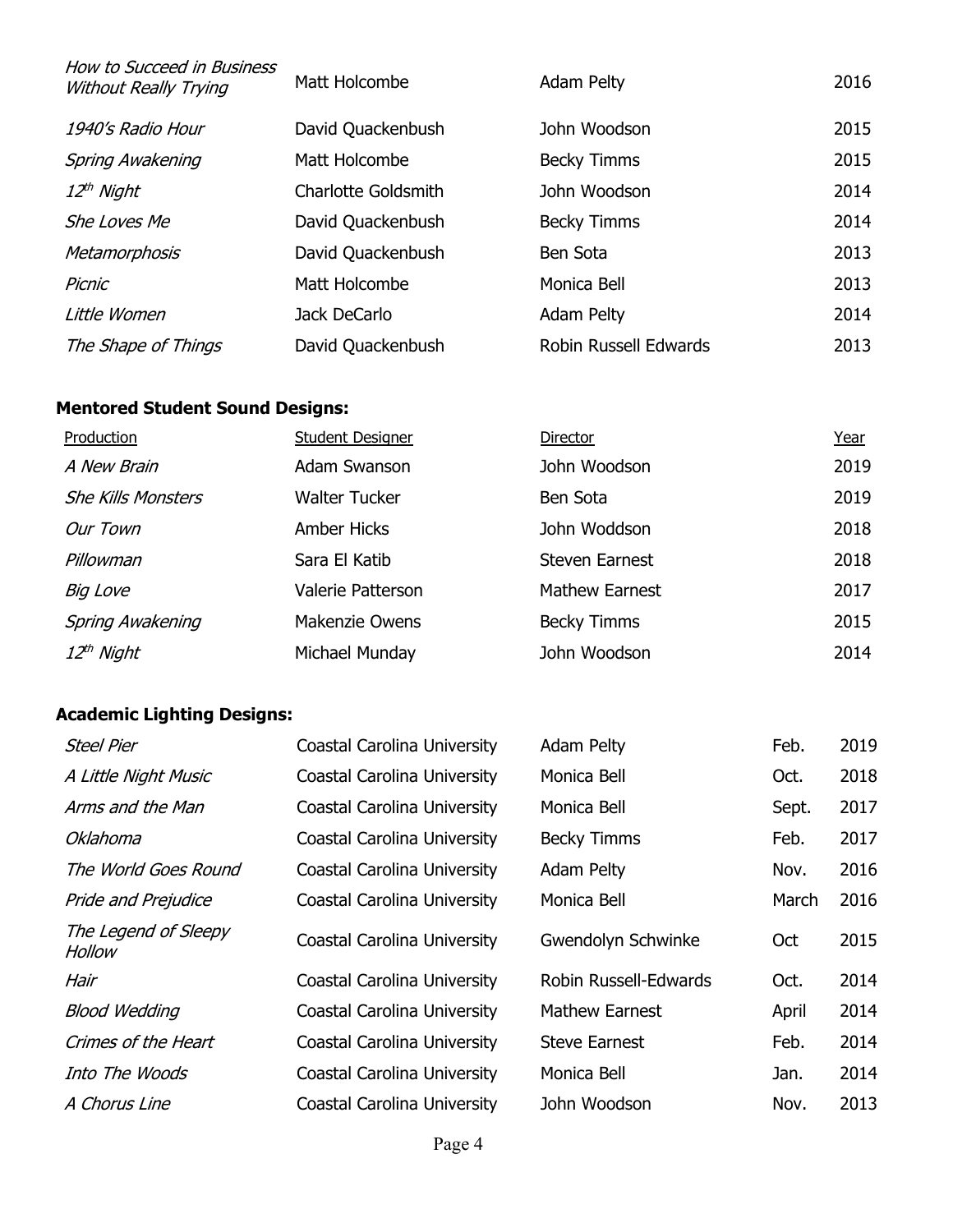| | | | |
|---|---|---|---|
| *How to Succeed in Business Without Really Trying* | Matt Holcombe | Adam Pelty | 2016 |
| *1940's Radio Hour* | David Quackenbush | John Woodson | 2015 |
| *Spring Awakening* | Matt Holcombe | Becky Timms | 2015 |
| *12th Night* | Charlotte Goldsmith | John Woodson | 2014 |
| *She Loves Me* | David Quackenbush | Becky Timms | 2014 |
| *Metamorphosis* | David Quackenbush | Ben Sota | 2013 |
| *Picnic* | Matt Holcombe | Monica Bell | 2013 |
| *Little Women* | Jack DeCarlo | Adam Pelty | 2014 |
| *The Shape of Things* | David Quackenbush | Robin Russell Edwards | 2013 |

**Mentored Student Sound Designs:**

| Production | Student Designer | Director | Year |
|---|---|---|---|
| *A New Brain* | Adam Swanson | John Woodson | 2019 |
| *She Kills Monsters* | Walter Tucker | Ben Sota | 2019 |
| *Our Town* | Amber Hicks | John Woddson | 2018 |
| *Pillowman* | Sara El Katib | Steven Earnest | 2018 |
| *Big Love* | Valerie Patterson | Mathew Earnest | 2017 |
| *Spring Awakening* | Makenzie Owens | Becky Timms | 2015 |
| *12th Night* | Michael Munday | John Woodson | 2014 |

**Academic Lighting Designs:**

| | | | | |
|---|---|---|---|---|
| *Steel Pier* | Coastal Carolina University | Adam Pelty | Feb. | 2019 |
| *A Little Night Music* | Coastal Carolina University | Monica Bell | Oct. | 2018 |
| *Arms and the Man* | Coastal Carolina University | Monica Bell | Sept. | 2017 |
| *Oklahoma* | Coastal Carolina University | Becky Timms | Feb. | 2017 |
| *The World Goes Round* | Coastal Carolina University | Adam Pelty | Nov. | 2016 |
| *Pride and Prejudice* | Coastal Carolina University | Monica Bell | March | 2016 |
| *The Legend of Sleepy Hollow* | Coastal Carolina University | Gwendolyn Schwinke | Oct | 2015 |
| *Hair* | Coastal Carolina University | Robin Russell-Edwards | Oct. | 2014 |
| *Blood Wedding* | Coastal Carolina University | Mathew Earnest | April | 2014 |
| *Crimes of the Heart* | Coastal Carolina University | Steve Earnest | Feb. | 2014 |
| *Into The Woods* | Coastal Carolina University | Monica Bell | Jan. | 2014 |
| *A Chorus Line* | Coastal Carolina University | John Woodson | Nov. | 2013 |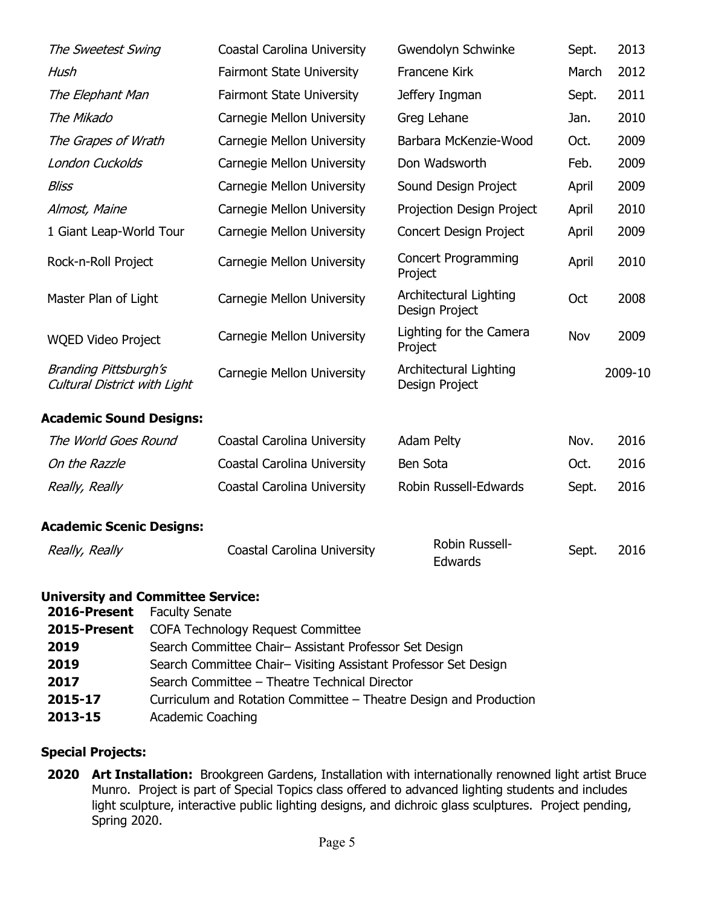| | | | | |
|---|---|---|---|---|
| *The Sweetest Swing* | Coastal Carolina University | Gwendolyn Schwinke | Sept. | 2013 |
| *Hush* | Fairmont State University | Francene Kirk | March | 2012 |
| *The Elephant Man* | Fairmont State University | Jeffery Ingman | Sept. | 2011 |
| *The Mikado* | Carnegie Mellon University | Greg Lehane | Jan. | 2010 |
| *The Grapes of Wrath* | Carnegie Mellon University | Barbara McKenzie-Wood | Oct. | 2009 |
| *London Cuckolds* | Carnegie Mellon University | Don Wadsworth | Feb. | 2009 |
| *Bliss* | Carnegie Mellon University | Sound Design Project | April | 2009 |
| *Almost, Maine* | Carnegie Mellon University | Projection Design Project | April | 2010 |
| 1 Giant Leap-World Tour | Carnegie Mellon University | Concert Design Project | April | 2009 |
| Rock-n-Roll Project | Carnegie Mellon University | Concert Programming Project | April | 2010 |
| Master Plan of Light | Carnegie Mellon University | Architectural Lighting Design Project | Oct | 2008 |
| WQED Video Project | Carnegie Mellon University | Lighting for the Camera Project | Nov | 2009 |
| *Branding Pittsburgh's Cultural District with Light* | Carnegie Mellon University | Architectural Lighting Design Project | | 2009-10 |

**Academic Sound Designs:**

| | | | | |
|---|---|---|---|---|
| *The World Goes Round* | Coastal Carolina University | Adam Pelty | Nov. | 2016 |
| *On the Razzle* | Coastal Carolina University | Ben Sota | Oct. | 2016 |
| *Really, Really* | Coastal Carolina University | Robin Russell-Edwards | Sept. | 2016 |

**Academic Scenic Designs:**

| | | | | |
|---|---|---|---|---|
| *Really, Really* | Coastal Carolina University | Robin Russell-Edwards | Sept. | 2016 |

**University and Committee Service:**

**2016-Present** Faculty Senate
**2015-Present** COFA Technology Request Committee
**2019** Search Committee Chair– Assistant Professor Set Design
**2019** Search Committee Chair– Visiting Assistant Professor Set Design
**2017** Search Committee – Theatre Technical Director
**2015-17** Curriculum and Rotation Committee – Theatre Design and Production
**2013-15** Academic Coaching

**Special Projects:**

**2020 Art Installation:** Brookgreen Gardens, Installation with internationally renowned light artist Bruce Munro. Project is part of Special Topics class offered to advanced lighting students and includes light sculpture, interactive public lighting designs, and dichroic glass sculptures. Project pending, Spring 2020.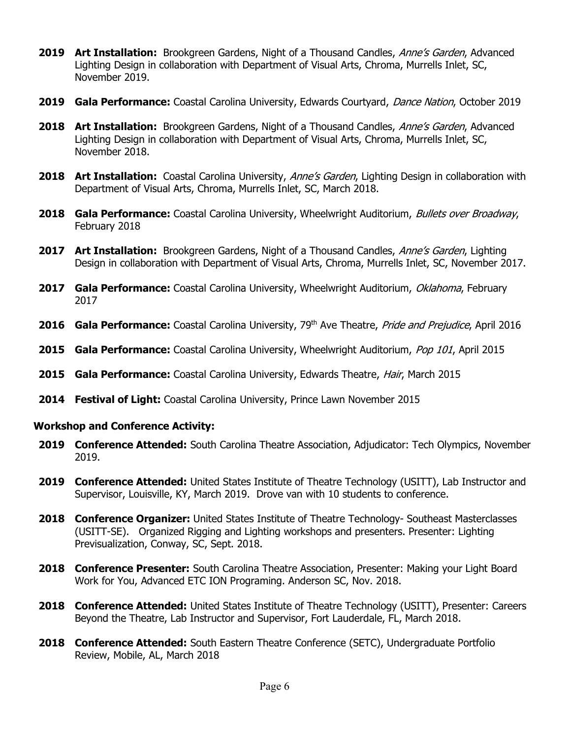**2019** **Art Installation:** Brookgreen Gardens, Night of a Thousand Candles, *Anne's Garden*, Advanced Lighting Design in collaboration with Department of Visual Arts, Chroma, Murrells Inlet, SC, November 2019.

**2019** **Gala Performance:** Coastal Carolina University, Edwards Courtyard, *Dance Nation*, October 2019

**2018** **Art Installation:** Brookgreen Gardens, Night of a Thousand Candles, *Anne's Garden*, Advanced Lighting Design in collaboration with Department of Visual Arts, Chroma, Murrells Inlet, SC, November 2018.

**2018** **Art Installation:** Coastal Carolina University, *Anne's Garden*, Lighting Design in collaboration with Department of Visual Arts, Chroma, Murrells Inlet, SC, March 2018.

**2018** **Gala Performance:** Coastal Carolina University, Wheelwright Auditorium, *Bullets over Broadway*, February 2018

**2017** **Art Installation:** Brookgreen Gardens, Night of a Thousand Candles, *Anne's Garden*, Lighting Design in collaboration with Department of Visual Arts, Chroma, Murrells Inlet, SC, November 2017.

**2017** **Gala Performance:** Coastal Carolina University, Wheelwright Auditorium, *Oklahoma*, February 2017

**2016** **Gala Performance:** Coastal Carolina University, 79th Ave Theatre, *Pride and Prejudice*, April 2016

**2015** **Gala Performance:** Coastal Carolina University, Wheelwright Auditorium, *Pop 101*, April 2015

**2015** **Gala Performance:** Coastal Carolina University, Edwards Theatre, *Hair*, March 2015

**2014** **Festival of Light:** Coastal Carolina University, Prince Lawn November 2015

**Workshop and Conference Activity:**

**2019** **Conference Attended:** South Carolina Theatre Association, Adjudicator: Tech Olympics, November 2019.

**2019** **Conference Attended:** United States Institute of Theatre Technology (USITT), Lab Instructor and Supervisor, Louisville, KY, March 2019. Drove van with 10 students to conference.

**2018** **Conference Organizer:** United States Institute of Theatre Technology- Southeast Masterclasses (USITT-SE). Organized Rigging and Lighting workshops and presenters. Presenter: Lighting Previsualization, Conway, SC, Sept. 2018.

**2018** **Conference Presenter:** South Carolina Theatre Association, Presenter: Making your Light Board Work for You, Advanced ETC ION Programing. Anderson SC, Nov. 2018.

**2018** **Conference Attended:** United States Institute of Theatre Technology (USITT), Presenter: Careers Beyond the Theatre, Lab Instructor and Supervisor, Fort Lauderdale, FL, March 2018.

**2018** **Conference Attended:** South Eastern Theatre Conference (SETC), Undergraduate Portfolio Review, Mobile, AL, March 2018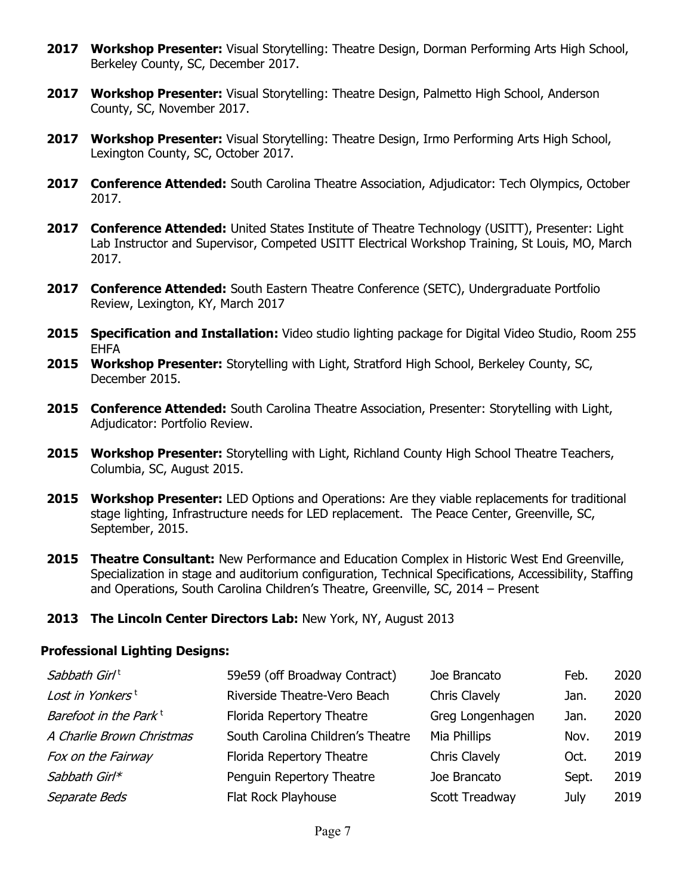**2017 Workshop Presenter:** Visual Storytelling: Theatre Design, Dorman Performing Arts High School, Berkeley County, SC, December 2017.

**2017 Workshop Presenter:** Visual Storytelling: Theatre Design, Palmetto High School, Anderson County, SC, November 2017.

**2017 Workshop Presenter:** Visual Storytelling: Theatre Design, Irmo Performing Arts High School, Lexington County, SC, October 2017.

**2017 Conference Attended:** South Carolina Theatre Association, Adjudicator: Tech Olympics, October 2017.

**2017 Conference Attended:** United States Institute of Theatre Technology (USITT), Presenter: Light Lab Instructor and Supervisor, Competed USITT Electrical Workshop Training, St Louis, MO, March 2017.

**2017 Conference Attended:** South Eastern Theatre Conference (SETC), Undergraduate Portfolio Review, Lexington, KY, March 2017

**2015 Specification and Installation:** Video studio lighting package for Digital Video Studio, Room 255 EHFA

**2015 Workshop Presenter:** Storytelling with Light, Stratford High School, Berkeley County, SC, December 2015.

**2015 Conference Attended:** South Carolina Theatre Association, Presenter: Storytelling with Light, Adjudicator: Portfolio Review.

**2015 Workshop Presenter:** Storytelling with Light, Richland County High School Theatre Teachers, Columbia, SC, August 2015.

**2015 Workshop Presenter:** LED Options and Operations: Are they viable replacements for traditional stage lighting, Infrastructure needs for LED replacement. The Peace Center, Greenville, SC, September, 2015.

**2015 Theatre Consultant:** New Performance and Education Complex in Historic West End Greenville, Specialization in stage and auditorium configuration, Technical Specifications, Accessibility, Staffing and Operations, South Carolina Children's Theatre, Greenville, SC, 2014 – Present

**2013 The Lincoln Center Directors Lab:** New York, NY, August 2013

**Professional Lighting Designs:**

| | | | | |
|---|---|---|---|---|
| *Sabbath Girl* [t] | 59e59 (off Broadway Contract) | Joe Brancato | Feb. | 2020 |
| *Lost in Yonkers* [t] | Riverside Theatre-Vero Beach | Chris Clavely | Jan. | 2020 |
| *Barefoot in the Park* [t] | Florida Repertory Theatre | Greg Longenhagen | Jan. | 2020 |
| *A Charlie Brown Christmas* | South Carolina Children's Theatre | Mia Phillips | Nov. | 2019 |
| *Fox on the Fairway* | Florida Repertory Theatre | Chris Clavely | Oct. | 2019 |
| *Sabbath Girl** | Penguin Repertory Theatre | Joe Brancato | Sept. | 2019 |
| *Separate Beds* | Flat Rock Playhouse | Scott Treadway | July | 2019 |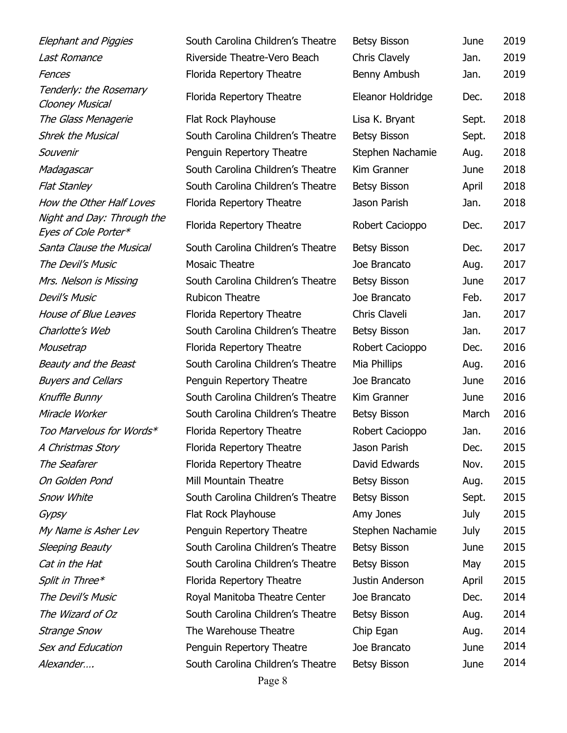| | | | | |
|---|---|---|---|---|
| *Elephant and Piggies* | South Carolina Children's Theatre | Betsy Bisson | June | 2019 |
| *Last Romance* | Riverside Theatre-Vero Beach | Chris Clavely | Jan. | 2019 |
| *Fences* | Florida Repertory Theatre | Benny Ambush | Jan. | 2019 |
| *Tenderly: the Rosemary Clooney Musical* | Florida Repertory Theatre | Eleanor Holdridge | Dec. | 2018 |
| *The Glass Menagerie* | Flat Rock Playhouse | Lisa K. Bryant | Sept. | 2018 |
| *Shrek the Musical* | South Carolina Children's Theatre | Betsy Bisson | Sept. | 2018 |
| *Souvenir* | Penguin Repertory Theatre | Stephen Nachamie | Aug. | 2018 |
| *Madagascar* | South Carolina Children's Theatre | Kim Granner | June | 2018 |
| *Flat Stanley* | South Carolina Children's Theatre | Betsy Bisson | April | 2018 |
| *How the Other Half Loves* | Florida Repertory Theatre | Jason Parish | Jan. | 2018 |
| *Night and Day: Through the Eyes of Cole Porter** | Florida Repertory Theatre | Robert Cacioppo | Dec. | 2017 |
| *Santa Clause the Musical* | South Carolina Children's Theatre | Betsy Bisson | Dec. | 2017 |
| *The Devil's Music* | Mosaic Theatre | Joe Brancato | Aug. | 2017 |
| *Mrs. Nelson is Missing* | South Carolina Children's Theatre | Betsy Bisson | June | 2017 |
| *Devil's Music* | Rubicon Theatre | Joe Brancato | Feb. | 2017 |
| *House of Blue Leaves* | Florida Repertory Theatre | Chris Claveli | Jan. | 2017 |
| *Charlotte's Web* | South Carolina Children's Theatre | Betsy Bisson | Jan. | 2017 |
| *Mousetrap* | Florida Repertory Theatre | Robert Cacioppo | Dec. | 2016 |
| *Beauty and the Beast* | South Carolina Children's Theatre | Mia Phillips | Aug. | 2016 |
| *Buyers and Cellars* | Penguin Repertory Theatre | Joe Brancato | June | 2016 |
| *Knuffle Bunny* | South Carolina Children's Theatre | Kim Granner | June | 2016 |
| *Miracle Worker* | South Carolina Children's Theatre | Betsy Bisson | March | 2016 |
| *Too Marvelous for Words** | Florida Repertory Theatre | Robert Cacioppo | Jan. | 2016 |
| *A Christmas Story* | Florida Repertory Theatre | Jason Parish | Dec. | 2015 |
| *The Seafarer* | Florida Repertory Theatre | David Edwards | Nov. | 2015 |
| *On Golden Pond* | Mill Mountain Theatre | Betsy Bisson | Aug. | 2015 |
| *Snow White* | South Carolina Children's Theatre | Betsy Bisson | Sept. | 2015 |
| *Gypsy* | Flat Rock Playhouse | Amy Jones | July | 2015 |
| *My Name is Asher Lev* | Penguin Repertory Theatre | Stephen Nachamie | July | 2015 |
| *Sleeping Beauty* | South Carolina Children's Theatre | Betsy Bisson | June | 2015 |
| *Cat in the Hat* | South Carolina Children's Theatre | Betsy Bisson | May | 2015 |
| *Split in Three** | Florida Repertory Theatre | Justin Anderson | April | 2015 |
| *The Devil's Music* | Royal Manitoba Theatre Center | Joe Brancato | Dec. | 2014 |
| *The Wizard of Oz* | South Carolina Children's Theatre | Betsy Bisson | Aug. | 2014 |
| *Strange Snow* | The Warehouse Theatre | Chip Egan | Aug. | 2014 |
| *Sex and Education* | Penguin Repertory Theatre | Joe Brancato | June | 2014 |
| *Alexander….* | South Carolina Children's Theatre | Betsy Bisson | June | 2014 |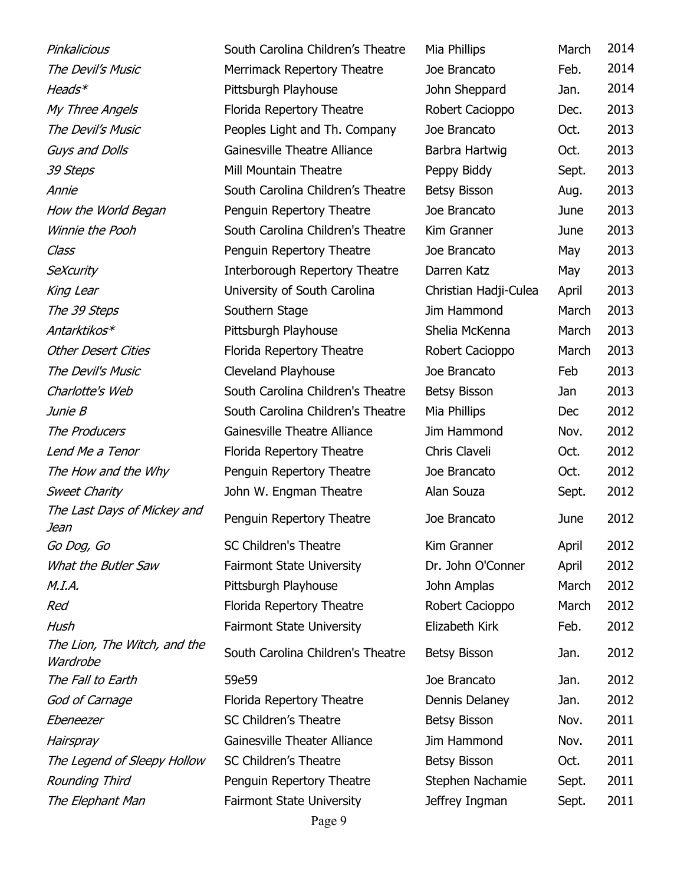| | | | | |
|---|---|---|---|---|
| *Pinkalicious* | South Carolina Children's Theatre | Mia Phillips | March | 2014 |
| *The Devil's Music* | Merrimack Repertory Theatre | Joe Brancato | Feb. | 2014 |
| *Heads** | Pittsburgh Playhouse | John Sheppard | Jan. | 2014 |
| *My Three Angels* | Florida Repertory Theatre | Robert Cacioppo | Dec. | 2013 |
| *The Devil's Music* | Peoples Light and Th. Company | Joe Brancato | Oct. | 2013 |
| *Guys and Dolls* | Gainesville Theatre Alliance | Barbra Hartwig | Oct. | 2013 |
| *39 Steps* | Mill Mountain Theatre | Peppy Biddy | Sept. | 2013 |
| *Annie* | South Carolina Children's Theatre | Betsy Bisson | Aug. | 2013 |
| *How the World Began* | Penguin Repertory Theatre | Joe Brancato | June | 2013 |
| *Winnie the Pooh* | South Carolina Children's Theatre | Kim Granner | June | 2013 |
| *Class* | Penguin Repertory Theatre | Joe Brancato | May | 2013 |
| *SeXcurity* | Interborough Repertory Theatre | Darren Katz | May | 2013 |
| *King Lear* | University of South Carolina | Christian Hadji-Culea | April | 2013 |
| *The 39 Steps* | Southern Stage | Jim Hammond | March | 2013 |
| *Antarktikos** | Pittsburgh Playhouse | Shelia McKenna | March | 2013 |
| *Other Desert Cities* | Florida Repertory Theatre | Robert Cacioppo | March | 2013 |
| *The Devil's Music* | Cleveland Playhouse | Joe Brancato | Feb | 2013 |
| *Charlotte's Web* | South Carolina Children's Theatre | Betsy Bisson | Jan | 2013 |
| *Junie B* | South Carolina Children's Theatre | Mia Phillips | Dec | 2012 |
| *The Producers* | Gainesville Theatre Alliance | Jim Hammond | Nov. | 2012 |
| *Lend Me a Tenor* | Florida Repertory Theatre | Chris Claveli | Oct. | 2012 |
| *The How and the Why* | Penguin Repertory Theatre | Joe Brancato | Oct. | 2012 |
| *Sweet Charity* | John W. Engman Theatre | Alan Souza | Sept. | 2012 |
| *The Last Days of Mickey and Jean* | Penguin Repertory Theatre | Joe Brancato | June | 2012 |
| *Go Dog, Go* | SC Children's Theatre | Kim Granner | April | 2012 |
| *What the Butler Saw* | Fairmont State University | Dr. John O'Conner | April | 2012 |
| *M.I.A.* | Pittsburgh Playhouse | John Amplas | March | 2012 |
| *Red* | Florida Repertory Theatre | Robert Cacioppo | March | 2012 |
| *Hush* | Fairmont State University | Elizabeth Kirk | Feb. | 2012 |
| *The Lion, The Witch, and the Wardrobe* | South Carolina Children's Theatre | Betsy Bisson | Jan. | 2012 |
| *The Fall to Earth* | 59e59 | Joe Brancato | Jan. | 2012 |
| *God of Carnage* | Florida Repertory Theatre | Dennis Delaney | Jan. | 2012 |
| *Ebeneezer* | SC Children's Theatre | Betsy Bisson | Nov. | 2011 |
| *Hairspray* | Gainesville Theater Alliance | Jim Hammond | Nov. | 2011 |
| *The Legend of Sleepy Hollow* | SC Children's Theatre | Betsy Bisson | Oct. | 2011 |
| *Rounding Third* | Penguin Repertory Theatre | Stephen Nachamie | Sept. | 2011 |
| *The Elephant Man* | Fairmont State University | Jeffrey Ingman | Sept. | 2011 |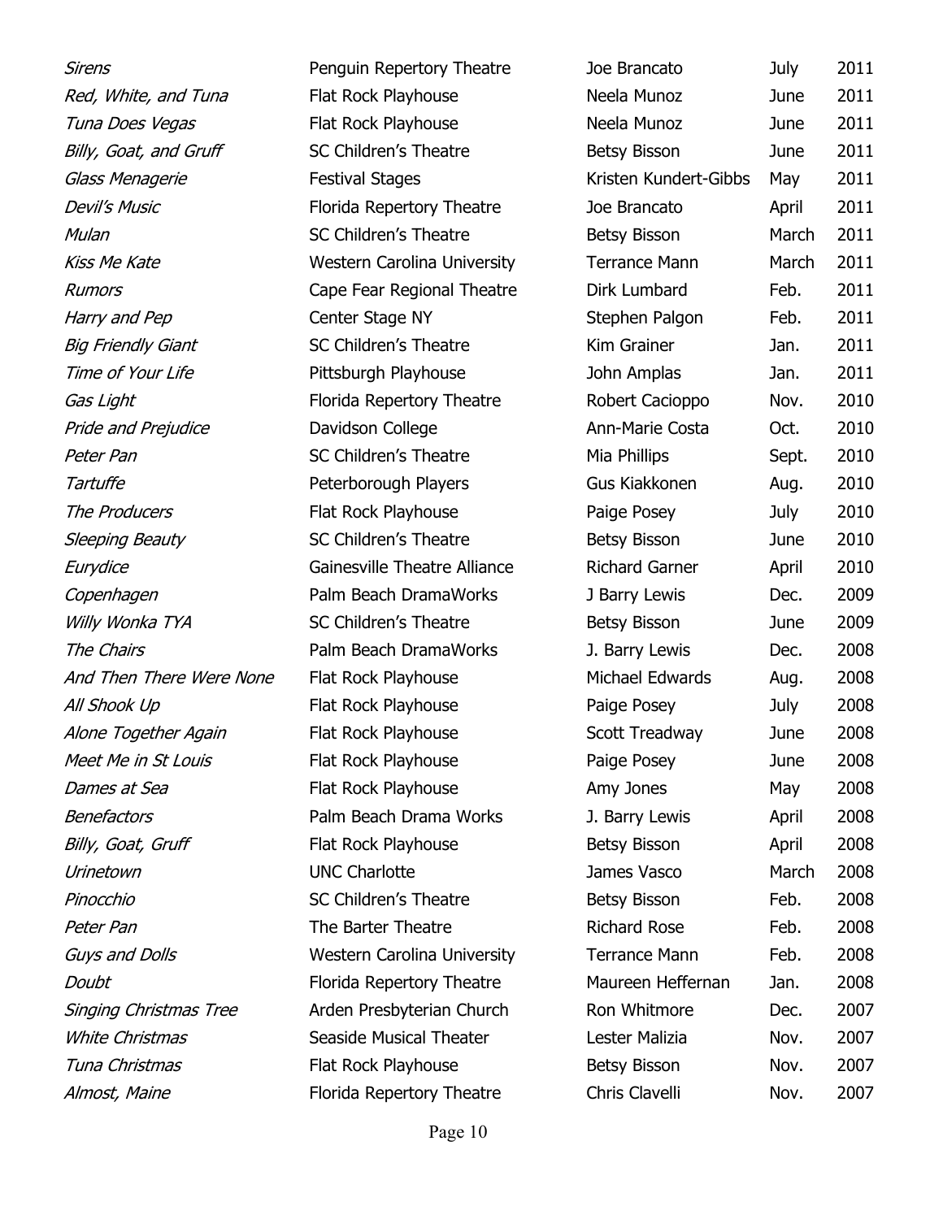| | | | | |
|---|---|---|---|---|
| *Sirens* | Penguin Repertory Theatre | Joe Brancato | July | 2011 |
| *Red, White, and Tuna* | Flat Rock Playhouse | Neela Munoz | June | 2011 |
| *Tuna Does Vegas* | Flat Rock Playhouse | Neela Munoz | June | 2011 |
| *Billy, Goat, and Gruff* | SC Children's Theatre | Betsy Bisson | June | 2011 |
| *Glass Menagerie* | Festival Stages | Kristen Kundert-Gibbs | May | 2011 |
| *Devil's Music* | Florida Repertory Theatre | Joe Brancato | April | 2011 |
| *Mulan* | SC Children's Theatre | Betsy Bisson | March | 2011 |
| *Kiss Me Kate* | Western Carolina University | Terrance Mann | March | 2011 |
| *Rumors* | Cape Fear Regional Theatre | Dirk Lumbard | Feb. | 2011 |
| *Harry and Pep* | Center Stage NY | Stephen Palgon | Feb. | 2011 |
| *Big Friendly Giant* | SC Children's Theatre | Kim Grainer | Jan. | 2011 |
| *Time of Your Life* | Pittsburgh Playhouse | John Amplas | Jan. | 2011 |
| *Gas Light* | Florida Repertory Theatre | Robert Cacioppo | Nov. | 2010 |
| *Pride and Prejudice* | Davidson College | Ann-Marie Costa | Oct. | 2010 |
| *Peter Pan* | SC Children's Theatre | Mia Phillips | Sept. | 2010 |
| *Tartuffe* | Peterborough Players | Gus Kiakkonen | Aug. | 2010 |
| *The Producers* | Flat Rock Playhouse | Paige Posey | July | 2010 |
| *Sleeping Beauty* | SC Children's Theatre | Betsy Bisson | June | 2010 |
| *Eurydice* | Gainesville Theatre Alliance | Richard Garner | April | 2010 |
| *Copenhagen* | Palm Beach DramaWorks | J Barry Lewis | Dec. | 2009 |
| *Willy Wonka TYA* | SC Children's Theatre | Betsy Bisson | June | 2009 |
| *The Chairs* | Palm Beach DramaWorks | J. Barry Lewis | Dec. | 2008 |
| *And Then There Were None* | Flat Rock Playhouse | Michael Edwards | Aug. | 2008 |
| *All Shook Up* | Flat Rock Playhouse | Paige Posey | July | 2008 |
| *Alone Together Again* | Flat Rock Playhouse | Scott Treadway | June | 2008 |
| *Meet Me in St Louis* | Flat Rock Playhouse | Paige Posey | June | 2008 |
| *Dames at Sea* | Flat Rock Playhouse | Amy Jones | May | 2008 |
| *Benefactors* | Palm Beach Drama Works | J. Barry Lewis | April | 2008 |
| *Billy, Goat, Gruff* | Flat Rock Playhouse | Betsy Bisson | April | 2008 |
| *Urinetown* | UNC Charlotte | James Vasco | March | 2008 |
| *Pinocchio* | SC Children's Theatre | Betsy Bisson | Feb. | 2008 |
| *Peter Pan* | The Barter Theatre | Richard Rose | Feb. | 2008 |
| *Guys and Dolls* | Western Carolina University | Terrance Mann | Feb. | 2008 |
| *Doubt* | Florida Repertory Theatre | Maureen Heffernan | Jan. | 2008 |
| *Singing Christmas Tree* | Arden Presbyterian Church | Ron Whitmore | Dec. | 2007 |
| *White Christmas* | Seaside Musical Theater | Lester Malizia | Nov. | 2007 |
| *Tuna Christmas* | Flat Rock Playhouse | Betsy Bisson | Nov. | 2007 |
| *Almost, Maine* | Florida Repertory Theatre | Chris Clavelli | Nov. | 2007 |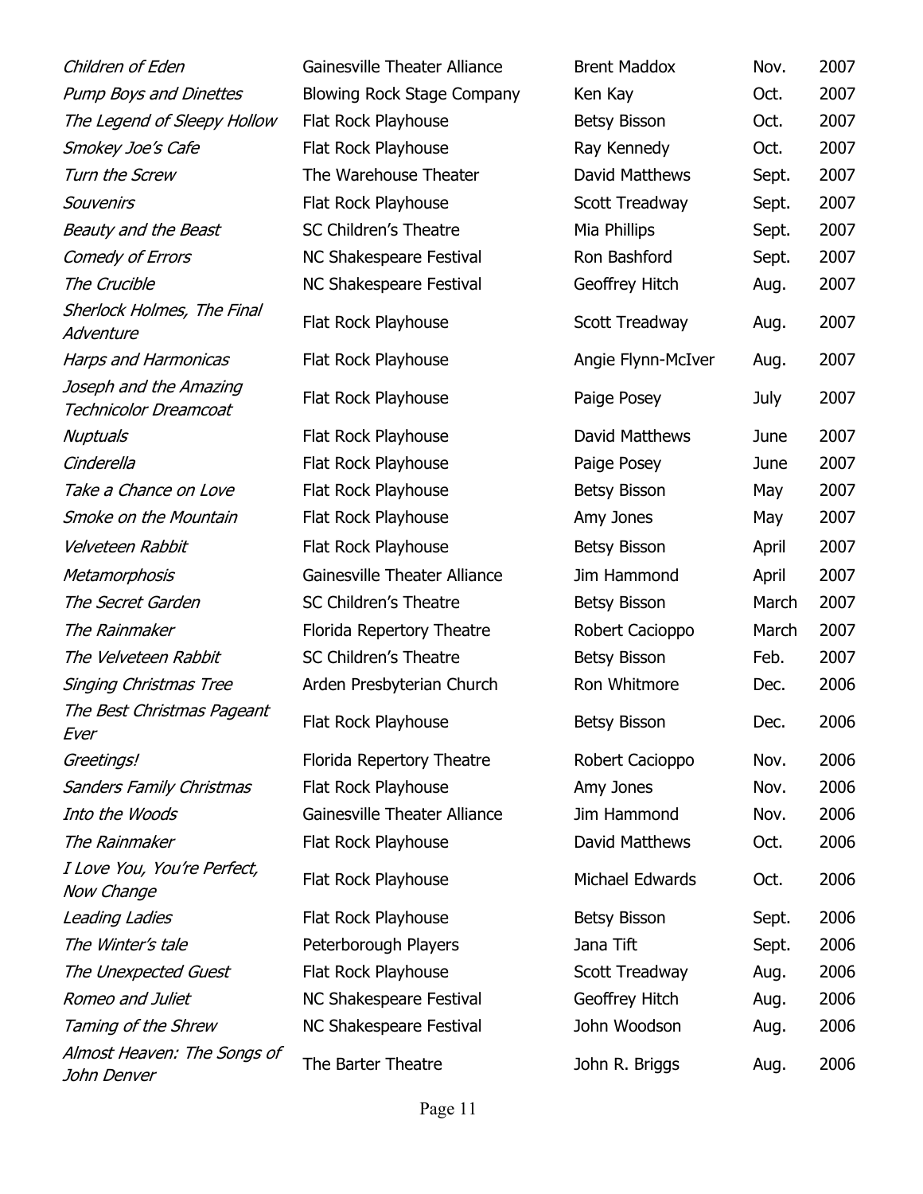| | | | | |
|---|---|---|---|---|
| *Children of Eden* | Gainesville Theater Alliance | Brent Maddox | Nov. | 2007 |
| *Pump Boys and Dinettes* | Blowing Rock Stage Company | Ken Kay | Oct. | 2007 |
| *The Legend of Sleepy Hollow* | Flat Rock Playhouse | Betsy Bisson | Oct. | 2007 |
| *Smokey Joe's Cafe* | Flat Rock Playhouse | Ray Kennedy | Oct. | 2007 |
| *Turn the Screw* | The Warehouse Theater | David Matthews | Sept. | 2007 |
| *Souvenirs* | Flat Rock Playhouse | Scott Treadway | Sept. | 2007 |
| *Beauty and the Beast* | SC Children's Theatre | Mia Phillips | Sept. | 2007 |
| *Comedy of Errors* | NC Shakespeare Festival | Ron Bashford | Sept. | 2007 |
| *The Crucible* | NC Shakespeare Festival | Geoffrey Hitch | Aug. | 2007 |
| *Sherlock Holmes, The Final Adventure* | Flat Rock Playhouse | Scott Treadway | Aug. | 2007 |
| *Harps and Harmonicas* | Flat Rock Playhouse | Angie Flynn-McIver | Aug. | 2007 |
| *Joseph and the Amazing Technicolor Dreamcoat* | Flat Rock Playhouse | Paige Posey | July | 2007 |
| *Nuptuals* | Flat Rock Playhouse | David Matthews | June | 2007 |
| *Cinderella* | Flat Rock Playhouse | Paige Posey | June | 2007 |
| *Take a Chance on Love* | Flat Rock Playhouse | Betsy Bisson | May | 2007 |
| *Smoke on the Mountain* | Flat Rock Playhouse | Amy Jones | May | 2007 |
| *Velveteen Rabbit* | Flat Rock Playhouse | Betsy Bisson | April | 2007 |
| *Metamorphosis* | Gainesville Theater Alliance | Jim Hammond | April | 2007 |
| *The Secret Garden* | SC Children's Theatre | Betsy Bisson | March | 2007 |
| *The Rainmaker* | Florida Repertory Theatre | Robert Cacioppo | March | 2007 |
| *The Velveteen Rabbit* | SC Children's Theatre | Betsy Bisson | Feb. | 2007 |
| *Singing Christmas Tree* | Arden Presbyterian Church | Ron Whitmore | Dec. | 2006 |
| *The Best Christmas Pageant Ever* | Flat Rock Playhouse | Betsy Bisson | Dec. | 2006 |
| *Greetings!* | Florida Repertory Theatre | Robert Cacioppo | Nov. | 2006 |
| *Sanders Family Christmas* | Flat Rock Playhouse | Amy Jones | Nov. | 2006 |
| *Into the Woods* | Gainesville Theater Alliance | Jim Hammond | Nov. | 2006 |
| *The Rainmaker* | Flat Rock Playhouse | David Matthews | Oct. | 2006 |
| *I Love You, You're Perfect, Now Change* | Flat Rock Playhouse | Michael Edwards | Oct. | 2006 |
| *Leading Ladies* | Flat Rock Playhouse | Betsy Bisson | Sept. | 2006 |
| *The Winter's tale* | Peterborough Players | Jana Tift | Sept. | 2006 |
| *The Unexpected Guest* | Flat Rock Playhouse | Scott Treadway | Aug. | 2006 |
| *Romeo and Juliet* | NC Shakespeare Festival | Geoffrey Hitch | Aug. | 2006 |
| *Taming of the Shrew* | NC Shakespeare Festival | John Woodson | Aug. | 2006 |
| *Almost Heaven: The Songs of John Denver* | The Barter Theatre | John R. Briggs | Aug. | 2006 |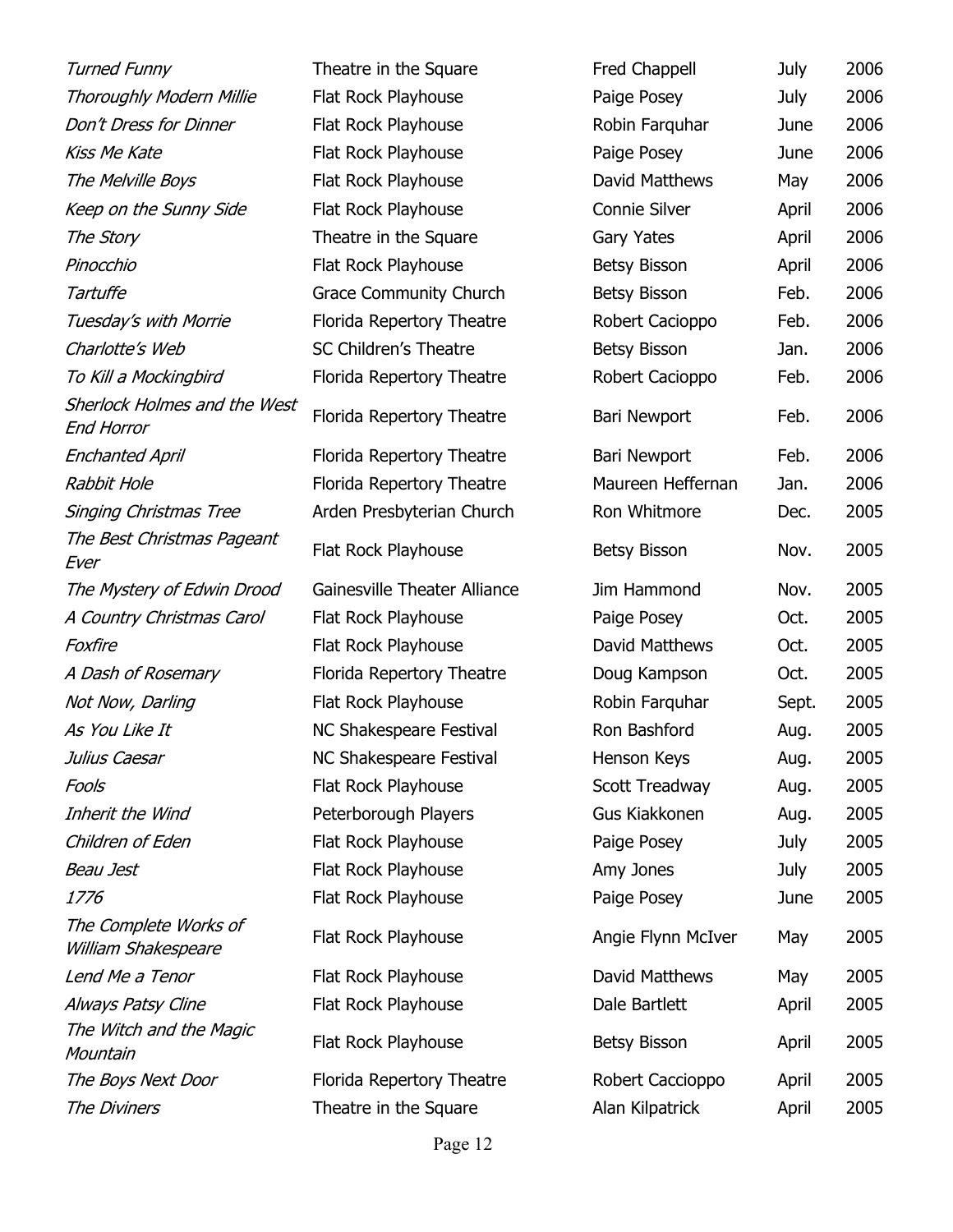| | | | | |
|---|---|---|---|---|
| *Turned Funny* | Theatre in the Square | Fred Chappell | July | 2006 |
| *Thoroughly Modern Millie* | Flat Rock Playhouse | Paige Posey | July | 2006 |
| *Don't Dress for Dinner* | Flat Rock Playhouse | Robin Farquhar | June | 2006 |
| *Kiss Me Kate* | Flat Rock Playhouse | Paige Posey | June | 2006 |
| *The Melville Boys* | Flat Rock Playhouse | David Matthews | May | 2006 |
| *Keep on the Sunny Side* | Flat Rock Playhouse | Connie Silver | April | 2006 |
| *The Story* | Theatre in the Square | Gary Yates | April | 2006 |
| *Pinocchio* | Flat Rock Playhouse | Betsy Bisson | April | 2006 |
| *Tartuffe* | Grace Community Church | Betsy Bisson | Feb. | 2006 |
| *Tuesday's with Morrie* | Florida Repertory Theatre | Robert Cacioppo | Feb. | 2006 |
| *Charlotte's Web* | SC Children's Theatre | Betsy Bisson | Jan. | 2006 |
| *To Kill a Mockingbird* | Florida Repertory Theatre | Robert Cacioppo | Feb. | 2006 |
| *Sherlock Holmes and the West End Horror* | Florida Repertory Theatre | Bari Newport | Feb. | 2006 |
| *Enchanted April* | Florida Repertory Theatre | Bari Newport | Feb. | 2006 |
| *Rabbit Hole* | Florida Repertory Theatre | Maureen Heffernan | Jan. | 2006 |
| *Singing Christmas Tree* | Arden Presbyterian Church | Ron Whitmore | Dec. | 2005 |
| *The Best Christmas Pageant Ever* | Flat Rock Playhouse | Betsy Bisson | Nov. | 2005 |
| *The Mystery of Edwin Drood* | Gainesville Theater Alliance | Jim Hammond | Nov. | 2005 |
| *A Country Christmas Carol* | Flat Rock Playhouse | Paige Posey | Oct. | 2005 |
| *Foxfire* | Flat Rock Playhouse | David Matthews | Oct. | 2005 |
| *A Dash of Rosemary* | Florida Repertory Theatre | Doug Kampson | Oct. | 2005 |
| *Not Now, Darling* | Flat Rock Playhouse | Robin Farquhar | Sept. | 2005 |
| *As You Like It* | NC Shakespeare Festival | Ron Bashford | Aug. | 2005 |
| *Julius Caesar* | NC Shakespeare Festival | Henson Keys | Aug. | 2005 |
| *Fools* | Flat Rock Playhouse | Scott Treadway | Aug. | 2005 |
| *Inherit the Wind* | Peterborough Players | Gus Kiakkonen | Aug. | 2005 |
| *Children of Eden* | Flat Rock Playhouse | Paige Posey | July | 2005 |
| *Beau Jest* | Flat Rock Playhouse | Amy Jones | July | 2005 |
| *1776* | Flat Rock Playhouse | Paige Posey | June | 2005 |
| *The Complete Works of William Shakespeare* | Flat Rock Playhouse | Angie Flynn McIver | May | 2005 |
| *Lend Me a Tenor* | Flat Rock Playhouse | David Matthews | May | 2005 |
| *Always Patsy Cline* | Flat Rock Playhouse | Dale Bartlett | April | 2005 |
| *The Witch and the Magic Mountain* | Flat Rock Playhouse | Betsy Bisson | April | 2005 |
| *The Boys Next Door* | Florida Repertory Theatre | Robert Caccioppo | April | 2005 |
| *The Diviners* | Theatre in the Square | Alan Kilpatrick | April | 2005 |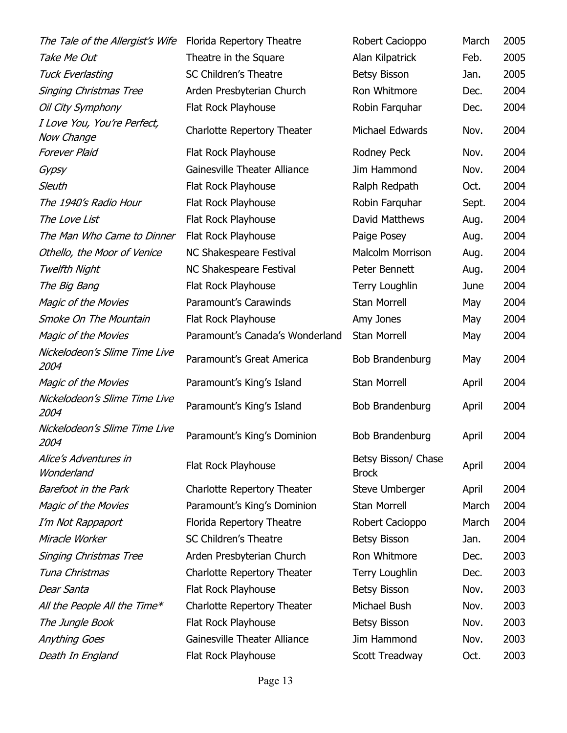| | | | | |
|---|---|---|---|---|
| *The Tale of the Allergist's Wife* | Florida Repertory Theatre | Robert Cacioppo | March | 2005 |
| *Take Me Out* | Theatre in the Square | Alan Kilpatrick | Feb. | 2005 |
| *Tuck Everlasting* | SC Children's Theatre | Betsy Bisson | Jan. | 2005 |
| *Singing Christmas Tree* | Arden Presbyterian Church | Ron Whitmore | Dec. | 2004 |
| *Oil City Symphony* | Flat Rock Playhouse | Robin Farquhar | Dec. | 2004 |
| *I Love You, You're Perfect, Now Change* | Charlotte Repertory Theater | Michael Edwards | Nov. | 2004 |
| *Forever Plaid* | Flat Rock Playhouse | Rodney Peck | Nov. | 2004 |
| *Gypsy* | Gainesville Theater Alliance | Jim Hammond | Nov. | 2004 |
| *Sleuth* | Flat Rock Playhouse | Ralph Redpath | Oct. | 2004 |
| *The 1940's Radio Hour* | Flat Rock Playhouse | Robin Farquhar | Sept. | 2004 |
| *The Love List* | Flat Rock Playhouse | David Matthews | Aug. | 2004 |
| *The Man Who Came to Dinner* | Flat Rock Playhouse | Paige Posey | Aug. | 2004 |
| *Othello, the Moor of Venice* | NC Shakespeare Festival | Malcolm Morrison | Aug. | 2004 |
| *Twelfth Night* | NC Shakespeare Festival | Peter Bennett | Aug. | 2004 |
| *The Big Bang* | Flat Rock Playhouse | Terry Loughlin | June | 2004 |
| *Magic of the Movies* | Paramount's Carawinds | Stan Morrell | May | 2004 |
| *Smoke On The Mountain* | Flat Rock Playhouse | Amy Jones | May | 2004 |
| *Magic of the Movies* | Paramount's Canada's Wonderland | Stan Morrell | May | 2004 |
| *Nickelodeon's Slime Time Live 2004* | Paramount's Great America | Bob Brandenburg | May | 2004 |
| *Magic of the Movies* | Paramount's King's Island | Stan Morrell | April | 2004 |
| *Nickelodeon's Slime Time Live 2004* | Paramount's King's Island | Bob Brandenburg | April | 2004 |
| *Nickelodeon's Slime Time Live 2004* | Paramount's King's Dominion | Bob Brandenburg | April | 2004 |
| *Alice's Adventures in Wonderland* | Flat Rock Playhouse | Betsy Bisson/ Chase Brock | April | 2004 |
| *Barefoot in the Park* | Charlotte Repertory Theater | Steve Umberger | April | 2004 |
| *Magic of the Movies* | Paramount's King's Dominion | Stan Morrell | March | 2004 |
| *I'm Not Rappaport* | Florida Repertory Theatre | Robert Cacioppo | March | 2004 |
| *Miracle Worker* | SC Children's Theatre | Betsy Bisson | Jan. | 2004 |
| *Singing Christmas Tree* | Arden Presbyterian Church | Ron Whitmore | Dec. | 2003 |
| *Tuna Christmas* | Charlotte Repertory Theater | Terry Loughlin | Dec. | 2003 |
| *Dear Santa* | Flat Rock Playhouse | Betsy Bisson | Nov. | 2003 |
| *All the People All the Time** | Charlotte Repertory Theater | Michael Bush | Nov. | 2003 |
| *The Jungle Book* | Flat Rock Playhouse | Betsy Bisson | Nov. | 2003 |
| *Anything Goes* | Gainesville Theater Alliance | Jim Hammond | Nov. | 2003 |
| *Death In England* | Flat Rock Playhouse | Scott Treadway | Oct. | 2003 |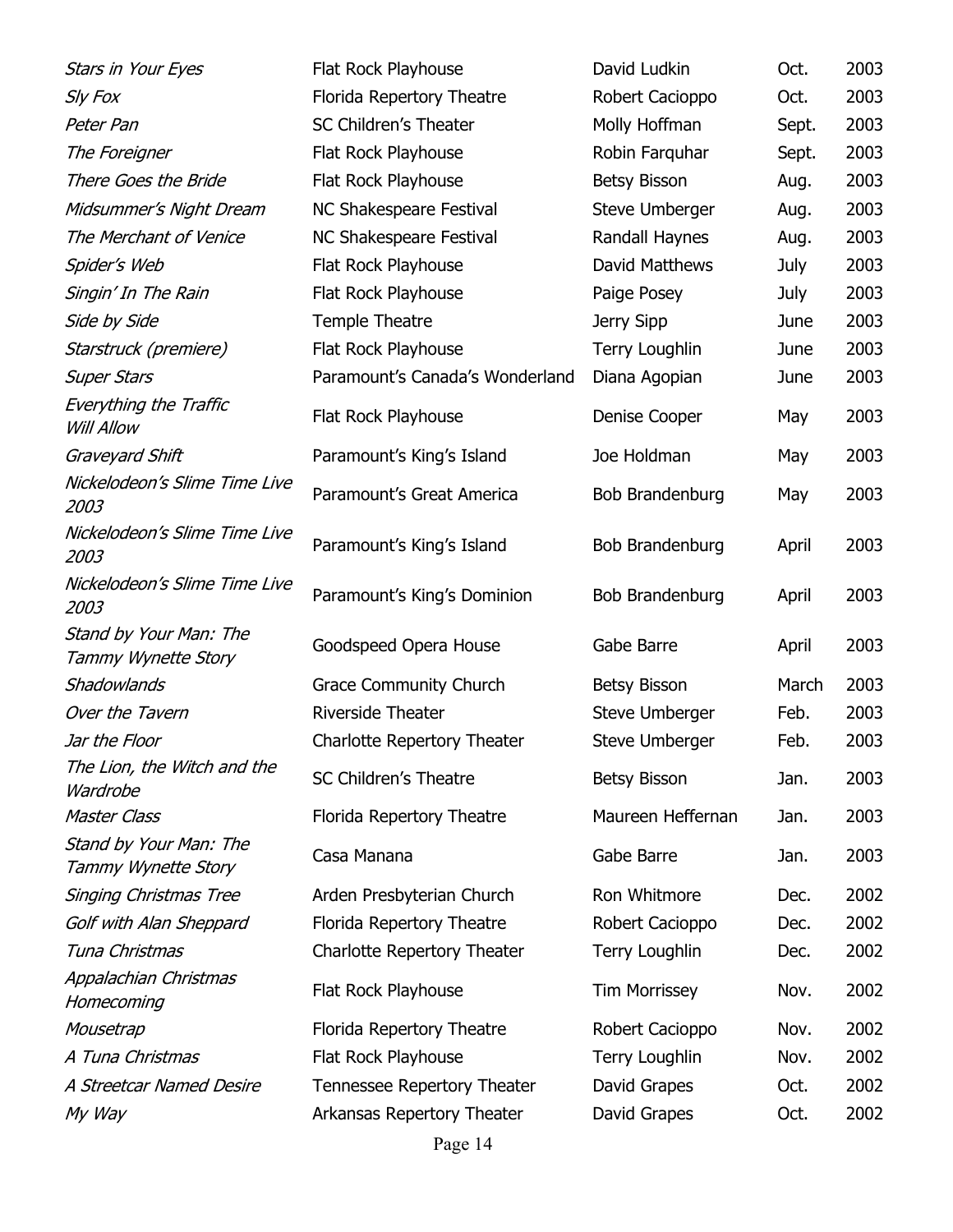| | | | | |
|---|---|---|---|---|
| *Stars in Your Eyes* | Flat Rock Playhouse | David Ludkin | Oct. | 2003 |
| *Sly Fox* | Florida Repertory Theatre | Robert Cacioppo | Oct. | 2003 |
| *Peter Pan* | SC Children's Theater | Molly Hoffman | Sept. | 2003 |
| *The Foreigner* | Flat Rock Playhouse | Robin Farquhar | Sept. | 2003 |
| *There Goes the Bride* | Flat Rock Playhouse | Betsy Bisson | Aug. | 2003 |
| *Midsummer's Night Dream* | NC Shakespeare Festival | Steve Umberger | Aug. | 2003 |
| *The Merchant of Venice* | NC Shakespeare Festival | Randall Haynes | Aug. | 2003 |
| *Spider's Web* | Flat Rock Playhouse | David Matthews | July | 2003 |
| *Singin' In The Rain* | Flat Rock Playhouse | Paige Posey | July | 2003 |
| *Side by Side* | Temple Theatre | Jerry Sipp | June | 2003 |
| *Starstruck (premiere)* | Flat Rock Playhouse | Terry Loughlin | June | 2003 |
| *Super Stars* | Paramount's Canada's Wonderland | Diana Agopian | June | 2003 |
| *Everything the Traffic Will Allow* | Flat Rock Playhouse | Denise Cooper | May | 2003 |
| *Graveyard Shift* | Paramount's King's Island | Joe Holdman | May | 2003 |
| *Nickelodeon's Slime Time Live 2003* | Paramount's Great America | Bob Brandenburg | May | 2003 |
| *Nickelodeon's Slime Time Live 2003* | Paramount's King's Island | Bob Brandenburg | April | 2003 |
| *Nickelodeon's Slime Time Live 2003* | Paramount's King's Dominion | Bob Brandenburg | April | 2003 |
| *Stand by Your Man: The Tammy Wynette Story* | Goodspeed Opera House | Gabe Barre | April | 2003 |
| *Shadowlands* | Grace Community Church | Betsy Bisson | March | 2003 |
| *Over the Tavern* | Riverside Theater | Steve Umberger | Feb. | 2003 |
| *Jar the Floor* | Charlotte Repertory Theater | Steve Umberger | Feb. | 2003 |
| *The Lion, the Witch and the Wardrobe* | SC Children's Theatre | Betsy Bisson | Jan. | 2003 |
| *Master Class* | Florida Repertory Theatre | Maureen Heffernan | Jan. | 2003 |
| *Stand by Your Man: The Tammy Wynette Story* | Casa Manana | Gabe Barre | Jan. | 2003 |
| *Singing Christmas Tree* | Arden Presbyterian Church | Ron Whitmore | Dec. | 2002 |
| *Golf with Alan Sheppard* | Florida Repertory Theatre | Robert Cacioppo | Dec. | 2002 |
| *Tuna Christmas* | Charlotte Repertory Theater | Terry Loughlin | Dec. | 2002 |
| *Appalachian Christmas Homecoming* | Flat Rock Playhouse | Tim Morrissey | Nov. | 2002 |
| *Mousetrap* | Florida Repertory Theatre | Robert Cacioppo | Nov. | 2002 |
| *A Tuna Christmas* | Flat Rock Playhouse | Terry Loughlin | Nov. | 2002 |
| *A Streetcar Named Desire* | Tennessee Repertory Theater | David Grapes | Oct. | 2002 |
| *My Way* | Arkansas Repertory Theater | David Grapes | Oct. | 2002 |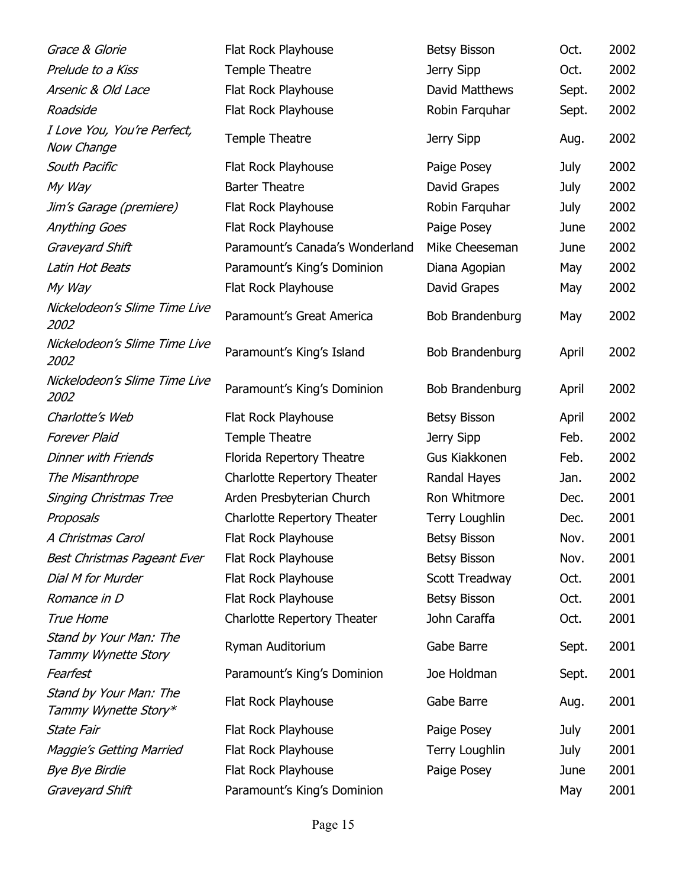| | | | | |
|---|---|---|---|---|
| *Grace & Glorie* | Flat Rock Playhouse | Betsy Bisson | Oct. | 2002 |
| *Prelude to a Kiss* | Temple Theatre | Jerry Sipp | Oct. | 2002 |
| *Arsenic & Old Lace* | Flat Rock Playhouse | David Matthews | Sept. | 2002 |
| *Roadside* | Flat Rock Playhouse | Robin Farquhar | Sept. | 2002 |
| *I Love You, You're Perfect, Now Change* | Temple Theatre | Jerry Sipp | Aug. | 2002 |
| *South Pacific* | Flat Rock Playhouse | Paige Posey | July | 2002 |
| *My Way* | Barter Theatre | David Grapes | July | 2002 |
| *Jim's Garage (premiere)* | Flat Rock Playhouse | Robin Farquhar | July | 2002 |
| *Anything Goes* | Flat Rock Playhouse | Paige Posey | June | 2002 |
| *Graveyard Shift* | Paramount's Canada's Wonderland | Mike Cheeseman | June | 2002 |
| *Latin Hot Beats* | Paramount's King's Dominion | Diana Agopian | May | 2002 |
| *My Way* | Flat Rock Playhouse | David Grapes | May | 2002 |
| *Nickelodeon's Slime Time Live 2002* | Paramount's Great America | Bob Brandenburg | May | 2002 |
| *Nickelodeon's Slime Time Live 2002* | Paramount's King's Island | Bob Brandenburg | April | 2002 |
| *Nickelodeon's Slime Time Live 2002* | Paramount's King's Dominion | Bob Brandenburg | April | 2002 |
| *Charlotte's Web* | Flat Rock Playhouse | Betsy Bisson | April | 2002 |
| *Forever Plaid* | Temple Theatre | Jerry Sipp | Feb. | 2002 |
| *Dinner with Friends* | Florida Repertory Theatre | Gus Kiakkonen | Feb. | 2002 |
| *The Misanthrope* | Charlotte Repertory Theater | Randal Hayes | Jan. | 2002 |
| *Singing Christmas Tree* | Arden Presbyterian Church | Ron Whitmore | Dec. | 2001 |
| *Proposals* | Charlotte Repertory Theater | Terry Loughlin | Dec. | 2001 |
| *A Christmas Carol* | Flat Rock Playhouse | Betsy Bisson | Nov. | 2001 |
| *Best Christmas Pageant Ever* | Flat Rock Playhouse | Betsy Bisson | Nov. | 2001 |
| *Dial M for Murder* | Flat Rock Playhouse | Scott Treadway | Oct. | 2001 |
| *Romance in D* | Flat Rock Playhouse | Betsy Bisson | Oct. | 2001 |
| *True Home* | Charlotte Repertory Theater | John Caraffa | Oct. | 2001 |
| *Stand by Your Man: The Tammy Wynette Story* | Ryman Auditorium | Gabe Barre | Sept. | 2001 |
| *Fearfest* | Paramount's King's Dominion | Joe Holdman | Sept. | 2001 |
| *Stand by Your Man: The Tammy Wynette Story** | Flat Rock Playhouse | Gabe Barre | Aug. | 2001 |
| *State Fair* | Flat Rock Playhouse | Paige Posey | July | 2001 |
| *Maggie's Getting Married* | Flat Rock Playhouse | Terry Loughlin | July | 2001 |
| *Bye Bye Birdie* | Flat Rock Playhouse | Paige Posey | June | 2001 |
| *Graveyard Shift* | Paramount's King's Dominion | | May | 2001 |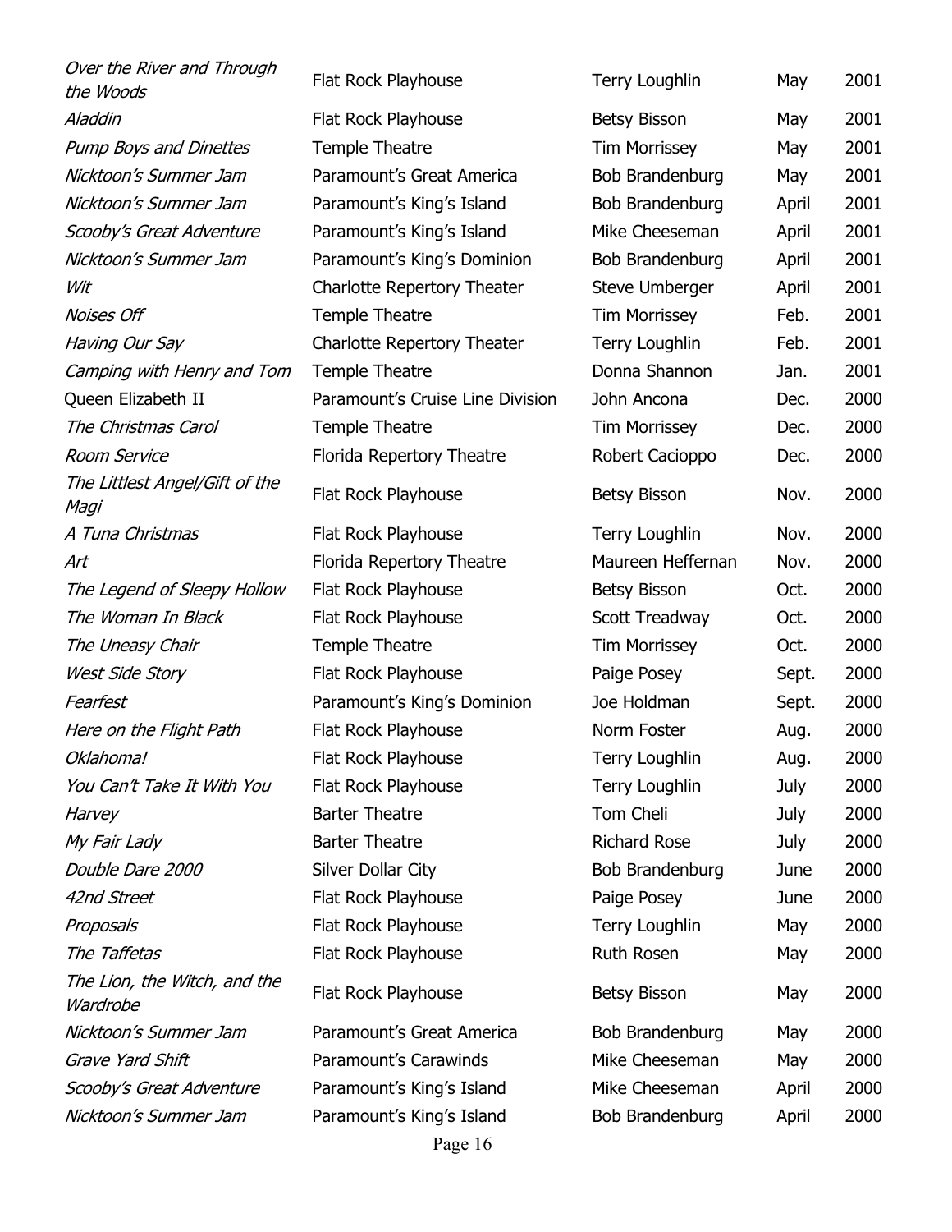| | | | | |
|---|---|---|---|---|
| *Over the River and Through the Woods* | Flat Rock Playhouse | Terry Loughlin | May | 2001 |
| *Aladdin* | Flat Rock Playhouse | Betsy Bisson | May | 2001 |
| *Pump Boys and Dinettes* | Temple Theatre | Tim Morrissey | May | 2001 |
| *Nicktoon's Summer Jam* | Paramount's Great America | Bob Brandenburg | May | 2001 |
| *Nicktoon's Summer Jam* | Paramount's King's Island | Bob Brandenburg | April | 2001 |
| *Scooby's Great Adventure* | Paramount's King's Island | Mike Cheeseman | April | 2001 |
| *Nicktoon's Summer Jam* | Paramount's King's Dominion | Bob Brandenburg | April | 2001 |
| *Wit* | Charlotte Repertory Theater | Steve Umberger | April | 2001 |
| *Noises Off* | Temple Theatre | Tim Morrissey | Feb. | 2001 |
| *Having Our Say* | Charlotte Repertory Theater | Terry Loughlin | Feb. | 2001 |
| *Camping with Henry and Tom* | Temple Theatre | Donna Shannon | Jan. | 2001 |
| Queen Elizabeth II | Paramount's Cruise Line Division | John Ancona | Dec. | 2000 |
| *The Christmas Carol* | Temple Theatre | Tim Morrissey | Dec. | 2000 |
| *Room Service* | Florida Repertory Theatre | Robert Cacioppo | Dec. | 2000 |
| *The Littlest Angel/Gift of the Magi* | Flat Rock Playhouse | Betsy Bisson | Nov. | 2000 |
| *A Tuna Christmas* | Flat Rock Playhouse | Terry Loughlin | Nov. | 2000 |
| *Art* | Florida Repertory Theatre | Maureen Heffernan | Nov. | 2000 |
| *The Legend of Sleepy Hollow* | Flat Rock Playhouse | Betsy Bisson | Oct. | 2000 |
| *The Woman In Black* | Flat Rock Playhouse | Scott Treadway | Oct. | 2000 |
| *The Uneasy Chair* | Temple Theatre | Tim Morrissey | Oct. | 2000 |
| *West Side Story* | Flat Rock Playhouse | Paige Posey | Sept. | 2000 |
| *Fearfest* | Paramount's King's Dominion | Joe Holdman | Sept. | 2000 |
| *Here on the Flight Path* | Flat Rock Playhouse | Norm Foster | Aug. | 2000 |
| *Oklahoma!* | Flat Rock Playhouse | Terry Loughlin | Aug. | 2000 |
| *You Can't Take It With You* | Flat Rock Playhouse | Terry Loughlin | July | 2000 |
| *Harvey* | Barter Theatre | Tom Cheli | July | 2000 |
| *My Fair Lady* | Barter Theatre | Richard Rose | July | 2000 |
| *Double Dare 2000* | Silver Dollar City | Bob Brandenburg | June | 2000 |
| *42nd Street* | Flat Rock Playhouse | Paige Posey | June | 2000 |
| *Proposals* | Flat Rock Playhouse | Terry Loughlin | May | 2000 |
| *The Taffetas* | Flat Rock Playhouse | Ruth Rosen | May | 2000 |
| *The Lion, the Witch, and the Wardrobe* | Flat Rock Playhouse | Betsy Bisson | May | 2000 |
| *Nicktoon's Summer Jam* | Paramount's Great America | Bob Brandenburg | May | 2000 |
| *Grave Yard Shift* | Paramount's Carawinds | Mike Cheeseman | May | 2000 |
| *Scooby's Great Adventure* | Paramount's King's Island | Mike Cheeseman | April | 2000 |
| *Nicktoon's Summer Jam* | Paramount's King's Island | Bob Brandenburg | April | 2000 |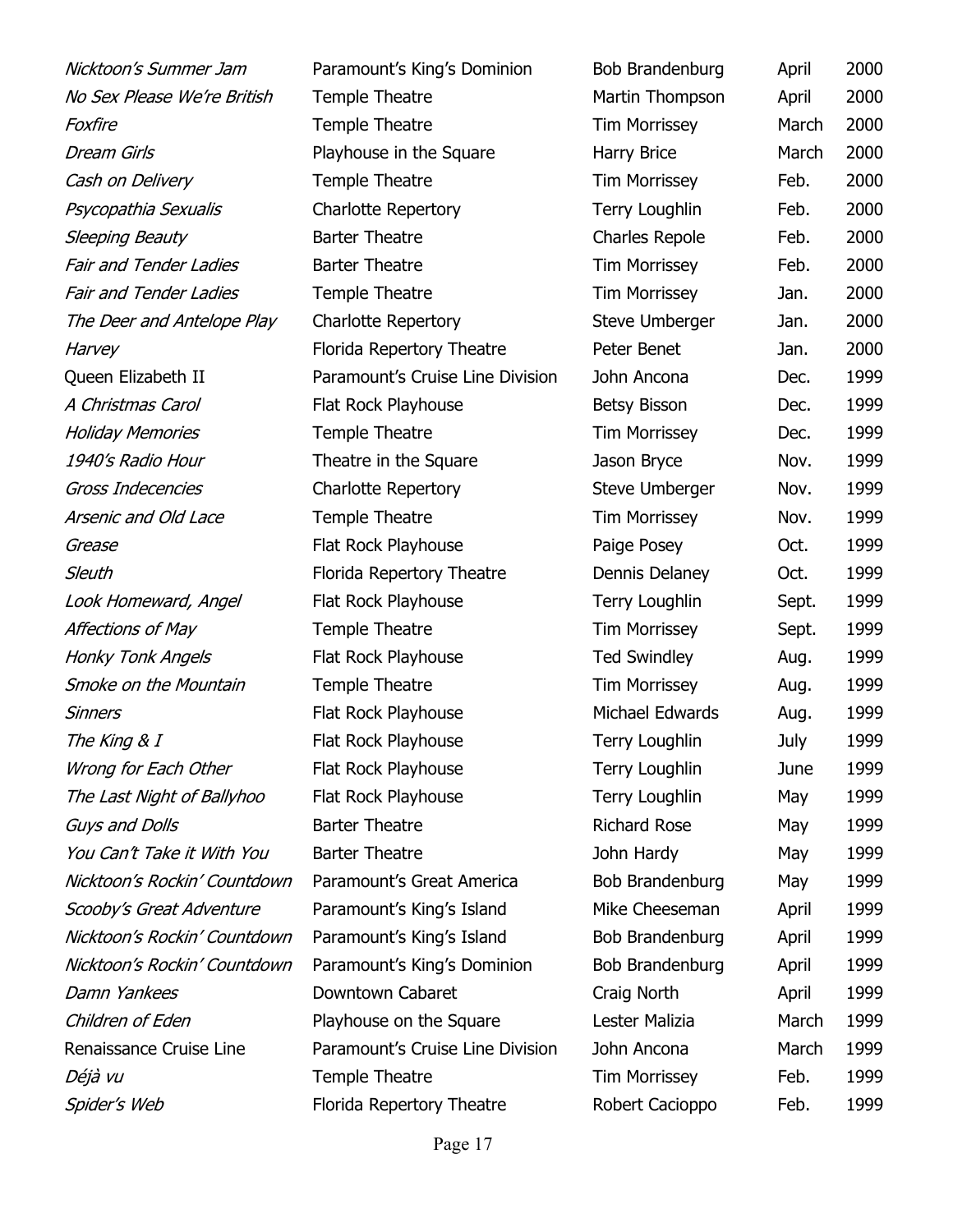| | | | | |
|---|---|---|---|---|
| *Nicktoon's Summer Jam* | Paramount's King's Dominion | Bob Brandenburg | April | 2000 |
| *No Sex Please We're British* | Temple Theatre | Martin Thompson | April | 2000 |
| *Foxfire* | Temple Theatre | Tim Morrissey | March | 2000 |
| *Dream Girls* | Playhouse in the Square | Harry Brice | March | 2000 |
| *Cash on Delivery* | Temple Theatre | Tim Morrissey | Feb. | 2000 |
| *Psycopathia Sexualis* | Charlotte Repertory | Terry Loughlin | Feb. | 2000 |
| *Sleeping Beauty* | Barter Theatre | Charles Repole | Feb. | 2000 |
| *Fair and Tender Ladies* | Barter Theatre | Tim Morrissey | Feb. | 2000 |
| *Fair and Tender Ladies* | Temple Theatre | Tim Morrissey | Jan. | 2000 |
| *The Deer and Antelope Play* | Charlotte Repertory | Steve Umberger | Jan. | 2000 |
| *Harvey* | Florida Repertory Theatre | Peter Benet | Jan. | 2000 |
| Queen Elizabeth II | Paramount's Cruise Line Division | John Ancona | Dec. | 1999 |
| *A Christmas Carol* | Flat Rock Playhouse | Betsy Bisson | Dec. | 1999 |
| *Holiday Memories* | Temple Theatre | Tim Morrissey | Dec. | 1999 |
| *1940's Radio Hour* | Theatre in the Square | Jason Bryce | Nov. | 1999 |
| *Gross Indecencies* | Charlotte Repertory | Steve Umberger | Nov. | 1999 |
| *Arsenic and Old Lace* | Temple Theatre | Tim Morrissey | Nov. | 1999 |
| *Grease* | Flat Rock Playhouse | Paige Posey | Oct. | 1999 |
| *Sleuth* | Florida Repertory Theatre | Dennis Delaney | Oct. | 1999 |
| *Look Homeward, Angel* | Flat Rock Playhouse | Terry Loughlin | Sept. | 1999 |
| *Affections of May* | Temple Theatre | Tim Morrissey | Sept. | 1999 |
| *Honky Tonk Angels* | Flat Rock Playhouse | Ted Swindley | Aug. | 1999 |
| *Smoke on the Mountain* | Temple Theatre | Tim Morrissey | Aug. | 1999 |
| *Sinners* | Flat Rock Playhouse | Michael Edwards | Aug. | 1999 |
| *The King & I* | Flat Rock Playhouse | Terry Loughlin | July | 1999 |
| *Wrong for Each Other* | Flat Rock Playhouse | Terry Loughlin | June | 1999 |
| *The Last Night of Ballyhoo* | Flat Rock Playhouse | Terry Loughlin | May | 1999 |
| *Guys and Dolls* | Barter Theatre | Richard Rose | May | 1999 |
| *You Can't Take it With You* | Barter Theatre | John Hardy | May | 1999 |
| *Nicktoon's Rockin' Countdown* | Paramount's Great America | Bob Brandenburg | May | 1999 |
| *Scooby's Great Adventure* | Paramount's King's Island | Mike Cheeseman | April | 1999 |
| *Nicktoon's Rockin' Countdown* | Paramount's King's Island | Bob Brandenburg | April | 1999 |
| *Nicktoon's Rockin' Countdown* | Paramount's King's Dominion | Bob Brandenburg | April | 1999 |
| *Damn Yankees* | Downtown Cabaret | Craig North | April | 1999 |
| *Children of Eden* | Playhouse on the Square | Lester Malizia | March | 1999 |
| Renaissance Cruise Line | Paramount's Cruise Line Division | John Ancona | March | 1999 |
| *Déjà vu* | Temple Theatre | Tim Morrissey | Feb. | 1999 |
| *Spider's Web* | Florida Repertory Theatre | Robert Cacioppo | Feb. | 1999 |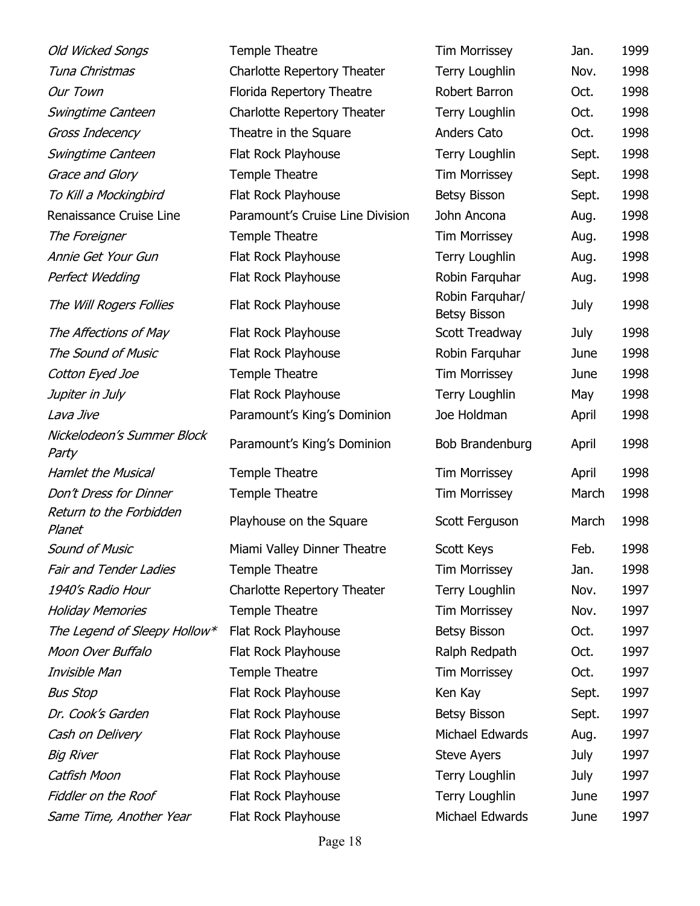| | | | | |
|---|---|---|---|---|
| *Old Wicked Songs* | Temple Theatre | Tim Morrissey | Jan. | 1999 |
| *Tuna Christmas* | Charlotte Repertory Theater | Terry Loughlin | Nov. | 1998 |
| *Our Town* | Florida Repertory Theatre | Robert Barron | Oct. | 1998 |
| *Swingtime Canteen* | Charlotte Repertory Theater | Terry Loughlin | Oct. | 1998 |
| *Gross Indecency* | Theatre in the Square | Anders Cato | Oct. | 1998 |
| *Swingtime Canteen* | Flat Rock Playhouse | Terry Loughlin | Sept. | 1998 |
| *Grace and Glory* | Temple Theatre | Tim Morrissey | Sept. | 1998 |
| *To Kill a Mockingbird* | Flat Rock Playhouse | Betsy Bisson | Sept. | 1998 |
| Renaissance Cruise Line | Paramount's Cruise Line Division | John Ancona | Aug. | 1998 |
| *The Foreigner* | Temple Theatre | Tim Morrissey | Aug. | 1998 |
| *Annie Get Your Gun* | Flat Rock Playhouse | Terry Loughlin | Aug. | 1998 |
| *Perfect Wedding* | Flat Rock Playhouse | Robin Farquhar | Aug. | 1998 |
| *The Will Rogers Follies* | Flat Rock Playhouse | Robin Farquhar/ Betsy Bisson | July | 1998 |
| *The Affections of May* | Flat Rock Playhouse | Scott Treadway | July | 1998 |
| *The Sound of Music* | Flat Rock Playhouse | Robin Farquhar | June | 1998 |
| *Cotton Eyed Joe* | Temple Theatre | Tim Morrissey | June | 1998 |
| *Jupiter in July* | Flat Rock Playhouse | Terry Loughlin | May | 1998 |
| *Lava Jive* | Paramount's King's Dominion | Joe Holdman | April | 1998 |
| *Nickelodeon's Summer Block Party* | Paramount's King's Dominion | Bob Brandenburg | April | 1998 |
| *Hamlet the Musical* | Temple Theatre | Tim Morrissey | April | 1998 |
| *Don't Dress for Dinner* | Temple Theatre | Tim Morrissey | March | 1998 |
| *Return to the Forbidden Planet* | Playhouse on the Square | Scott Ferguson | March | 1998 |
| *Sound of Music* | Miami Valley Dinner Theatre | Scott Keys | Feb. | 1998 |
| *Fair and Tender Ladies* | Temple Theatre | Tim Morrissey | Jan. | 1998 |
| *1940's Radio Hour* | Charlotte Repertory Theater | Terry Loughlin | Nov. | 1997 |
| *Holiday Memories* | Temple Theatre | Tim Morrissey | Nov. | 1997 |
| *The Legend of Sleepy Hollow** | Flat Rock Playhouse | Betsy Bisson | Oct. | 1997 |
| *Moon Over Buffalo* | Flat Rock Playhouse | Ralph Redpath | Oct. | 1997 |
| *Invisible Man* | Temple Theatre | Tim Morrissey | Oct. | 1997 |
| *Bus Stop* | Flat Rock Playhouse | Ken Kay | Sept. | 1997 |
| *Dr. Cook's Garden* | Flat Rock Playhouse | Betsy Bisson | Sept. | 1997 |
| *Cash on Delivery* | Flat Rock Playhouse | Michael Edwards | Aug. | 1997 |
| *Big River* | Flat Rock Playhouse | Steve Ayers | July | 1997 |
| *Catfish Moon* | Flat Rock Playhouse | Terry Loughlin | July | 1997 |
| *Fiddler on the Roof* | Flat Rock Playhouse | Terry Loughlin | June | 1997 |
| *Same Time, Another Year* | Flat Rock Playhouse | Michael Edwards | June | 1997 |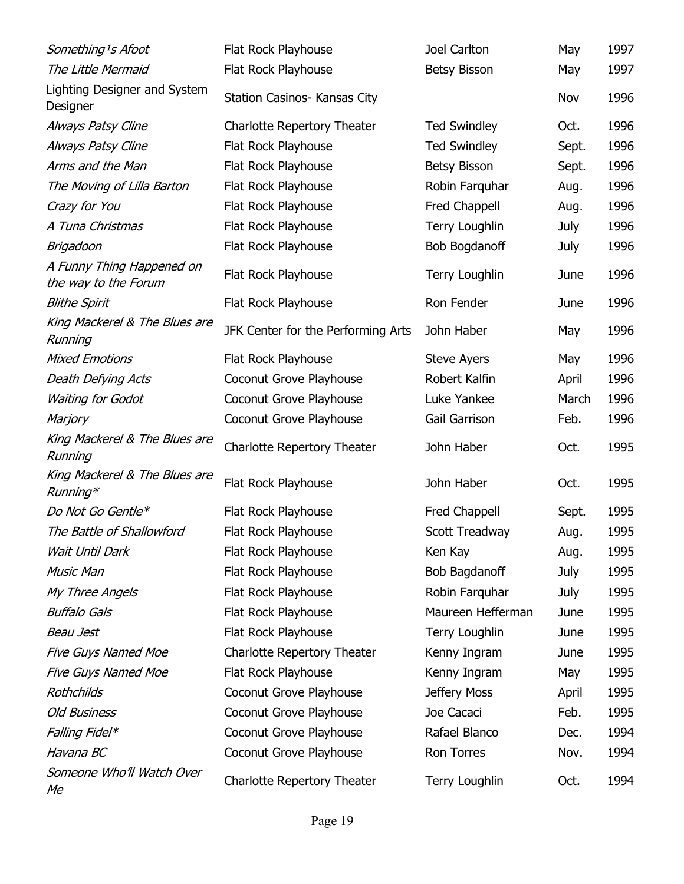| | | | | |
|---|---|---|---|---|
| *Something¹s Afoot* | Flat Rock Playhouse | Joel Carlton | May | 1997 |
| *The Little Mermaid* | Flat Rock Playhouse | Betsy Bisson | May | 1997 |
| Lighting Designer and System Designer | Station Casinos- Kansas City | | Nov | 1996 |
| *Always Patsy Cline* | Charlotte Repertory Theater | Ted Swindley | Oct. | 1996 |
| *Always Patsy Cline* | Flat Rock Playhouse | Ted Swindley | Sept. | 1996 |
| *Arms and the Man* | Flat Rock Playhouse | Betsy Bisson | Sept. | 1996 |
| *The Moving of Lilla Barton* | Flat Rock Playhouse | Robin Farquhar | Aug. | 1996 |
| *Crazy for You* | Flat Rock Playhouse | Fred Chappell | Aug. | 1996 |
| *A Tuna Christmas* | Flat Rock Playhouse | Terry Loughlin | July | 1996 |
| *Brigadoon* | Flat Rock Playhouse | Bob Bogdanoff | July | 1996 |
| *A Funny Thing Happened on the way to the Forum* | Flat Rock Playhouse | Terry Loughlin | June | 1996 |
| *Blithe Spirit* | Flat Rock Playhouse | Ron Fender | June | 1996 |
| *King Mackerel & The Blues are Running* | JFK Center for the Performing Arts | John Haber | May | 1996 |
| *Mixed Emotions* | Flat Rock Playhouse | Steve Ayers | May | 1996 |
| *Death Defying Acts* | Coconut Grove Playhouse | Robert Kalfin | April | 1996 |
| *Waiting for Godot* | Coconut Grove Playhouse | Luke Yankee | March | 1996 |
| *Marjory* | Coconut Grove Playhouse | Gail Garrison | Feb. | 1996 |
| *King Mackerel & The Blues are Running* | Charlotte Repertory Theater | John Haber | Oct. | 1995 |
| *King Mackerel & The Blues are Running** | Flat Rock Playhouse | John Haber | Oct. | 1995 |
| *Do Not Go Gentle** | Flat Rock Playhouse | Fred Chappell | Sept. | 1995 |
| *The Battle of Shallowford* | Flat Rock Playhouse | Scott Treadway | Aug. | 1995 |
| *Wait Until Dark* | Flat Rock Playhouse | Ken Kay | Aug. | 1995 |
| *Music Man* | Flat Rock Playhouse | Bob Bagdanoff | July | 1995 |
| *My Three Angels* | Flat Rock Playhouse | Robin Farquhar | July | 1995 |
| *Buffalo Gals* | Flat Rock Playhouse | Maureen Hefferman | June | 1995 |
| *Beau Jest* | Flat Rock Playhouse | Terry Loughlin | June | 1995 |
| *Five Guys Named Moe* | Charlotte Repertory Theater | Kenny Ingram | June | 1995 |
| *Five Guys Named Moe* | Flat Rock Playhouse | Kenny Ingram | May | 1995 |
| *Rothchilds* | Coconut Grove Playhouse | Jeffery Moss | April | 1995 |
| *Old Business* | Coconut Grove Playhouse | Joe Cacaci | Feb. | 1995 |
| *Falling Fidel** | Coconut Grove Playhouse | Rafael Blanco | Dec. | 1994 |
| *Havana BC* | Coconut Grove Playhouse | Ron Torres | Nov. | 1994 |
| *Someone Who'll Watch Over Me* | Charlotte Repertory Theater | Terry Loughlin | Oct. | 1994 |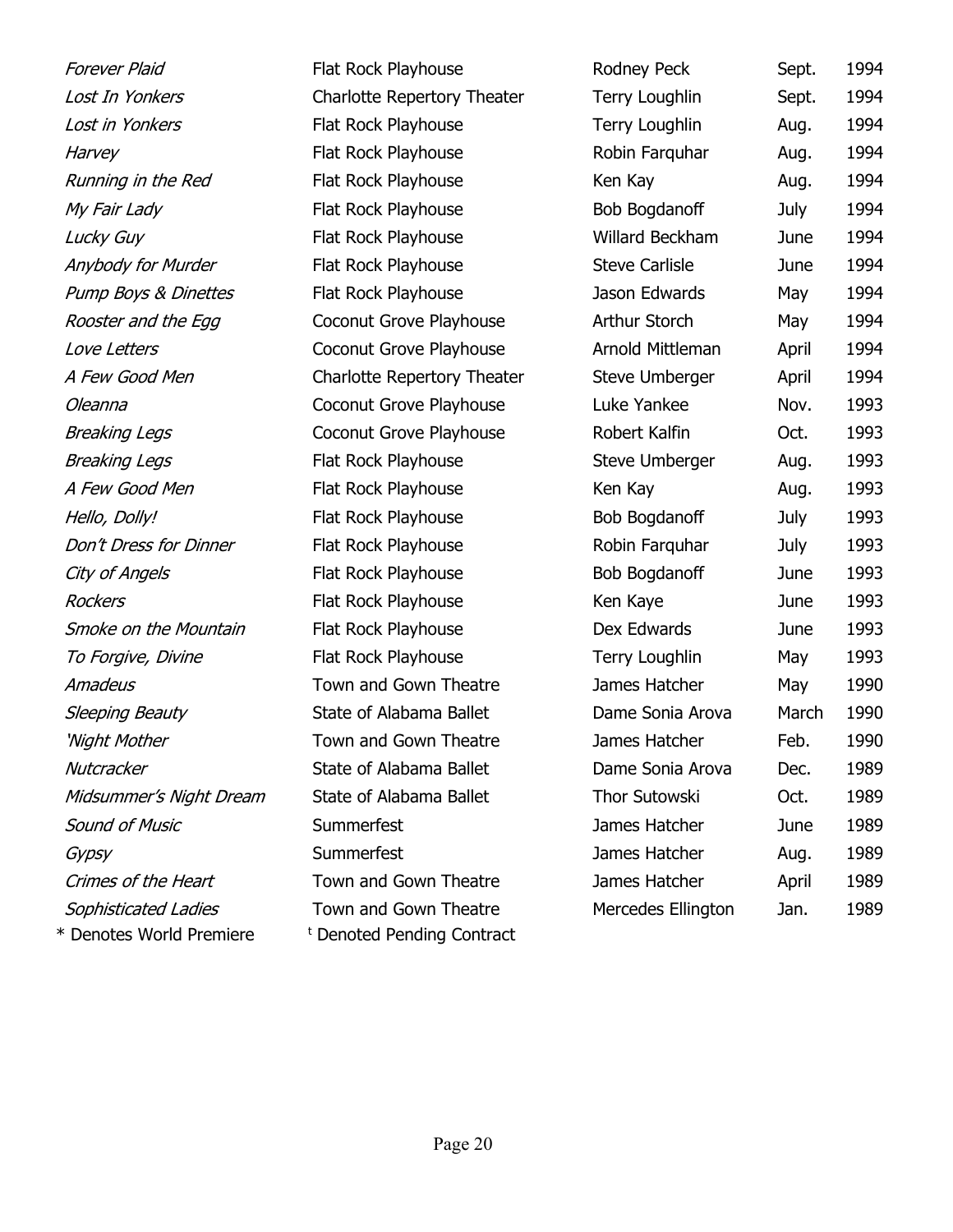| | | | | |
|---|---|---|---|---|
| *Forever Plaid* | Flat Rock Playhouse | Rodney Peck | Sept. | 1994 |
| *Lost In Yonkers* | Charlotte Repertory Theater | Terry Loughlin | Sept. | 1994 |
| *Lost in Yonkers* | Flat Rock Playhouse | Terry Loughlin | Aug. | 1994 |
| *Harvey* | Flat Rock Playhouse | Robin Farquhar | Aug. | 1994 |
| *Running in the Red* | Flat Rock Playhouse | Ken Kay | Aug. | 1994 |
| *My Fair Lady* | Flat Rock Playhouse | Bob Bogdanoff | July | 1994 |
| *Lucky Guy* | Flat Rock Playhouse | Willard Beckham | June | 1994 |
| *Anybody for Murder* | Flat Rock Playhouse | Steve Carlisle | June | 1994 |
| *Pump Boys & Dinettes* | Flat Rock Playhouse | Jason Edwards | May | 1994 |
| *Rooster and the Egg* | Coconut Grove Playhouse | Arthur Storch | May | 1994 |
| *Love Letters* | Coconut Grove Playhouse | Arnold Mittleman | April | 1994 |
| *A Few Good Men* | Charlotte Repertory Theater | Steve Umberger | April | 1994 |
| *Oleanna* | Coconut Grove Playhouse | Luke Yankee | Nov. | 1993 |
| *Breaking Legs* | Coconut Grove Playhouse | Robert Kalfin | Oct. | 1993 |
| *Breaking Legs* | Flat Rock Playhouse | Steve Umberger | Aug. | 1993 |
| *A Few Good Men* | Flat Rock Playhouse | Ken Kay | Aug. | 1993 |
| *Hello, Dolly!* | Flat Rock Playhouse | Bob Bogdanoff | July | 1993 |
| *Don't Dress for Dinner* | Flat Rock Playhouse | Robin Farquhar | July | 1993 |
| *City of Angels* | Flat Rock Playhouse | Bob Bogdanoff | June | 1993 |
| *Rockers* | Flat Rock Playhouse | Ken Kaye | June | 1993 |
| *Smoke on the Mountain* | Flat Rock Playhouse | Dex Edwards | June | 1993 |
| *To Forgive, Divine* | Flat Rock Playhouse | Terry Loughlin | May | 1993 |
| *Amadeus* | Town and Gown Theatre | James Hatcher | May | 1990 |
| *Sleeping Beauty* | State of Alabama Ballet | Dame Sonia Arova | March | 1990 |
| *'Night Mother* | Town and Gown Theatre | James Hatcher | Feb. | 1990 |
| *Nutcracker* | State of Alabama Ballet | Dame Sonia Arova | Dec. | 1989 |
| *Midsummer's Night Dream* | State of Alabama Ballet | Thor Sutowski | Oct. | 1989 |
| *Sound of Music* | Summerfest | James Hatcher | June | 1989 |
| *Gypsy* | Summerfest | James Hatcher | Aug. | 1989 |
| *Crimes of the Heart* | Town and Gown Theatre | James Hatcher | April | 1989 |
| *Sophisticated Ladies* | Town and Gown Theatre | Mercedes Ellington | Jan. | 1989 |

\* Denotes World Premiere [t] Denoted Pending Contract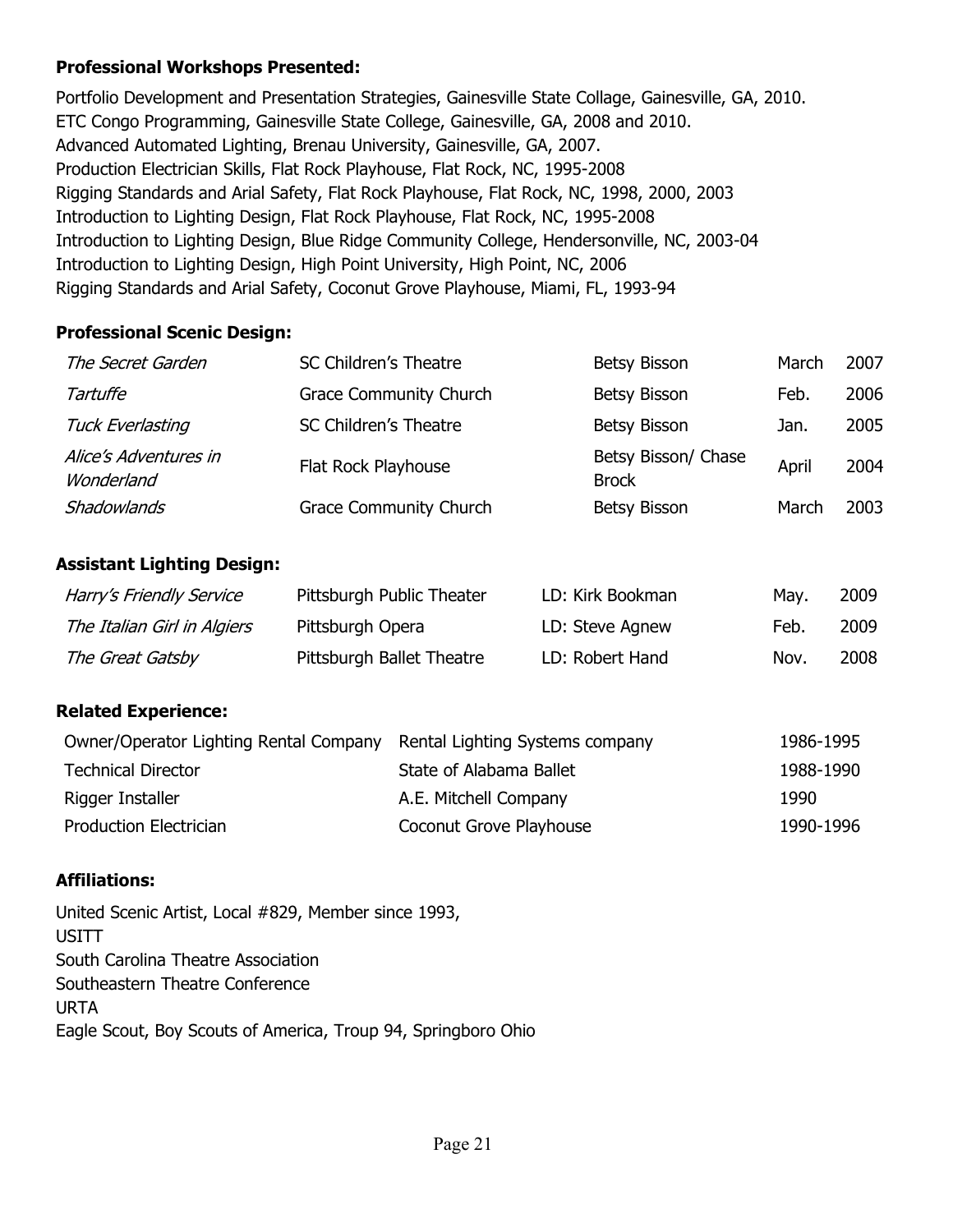**Professional Workshops Presented:**

Portfolio Development and Presentation Strategies, Gainesville State Collage, Gainesville, GA, 2010.
ETC Congo Programming, Gainesville State College, Gainesville, GA, 2008 and 2010.
Advanced Automated Lighting, Brenau University, Gainesville, GA, 2007.
Production Electrician Skills, Flat Rock Playhouse, Flat Rock, NC, 1995-2008
Rigging Standards and Arial Safety, Flat Rock Playhouse, Flat Rock, NC, 1998, 2000, 2003
Introduction to Lighting Design, Flat Rock Playhouse, Flat Rock, NC, 1995-2008
Introduction to Lighting Design, Blue Ridge Community College, Hendersonville, NC, 2003-04
Introduction to Lighting Design, High Point University, High Point, NC, 2006
Rigging Standards and Arial Safety, Coconut Grove Playhouse, Miami, FL, 1993-94

**Professional Scenic Design:**

| | | | | |
|---|---|---|---|---|
| *The Secret Garden* | SC Children's Theatre | Betsy Bisson | March | 2007 |
| *Tartuffe* | Grace Community Church | Betsy Bisson | Feb. | 2006 |
| *Tuck Everlasting* | SC Children's Theatre | Betsy Bisson | Jan. | 2005 |
| *Alice's Adventures in Wonderland* | Flat Rock Playhouse | Betsy Bisson/ Chase Brock | April | 2004 |
| *Shadowlands* | Grace Community Church | Betsy Bisson | March | 2003 |

**Assistant Lighting Design:**

| | | | | |
|---|---|---|---|---|
| *Harry's Friendly Service* | Pittsburgh Public Theater | LD: Kirk Bookman | May. | 2009 |
| *The Italian Girl in Algiers* | Pittsburgh Opera | LD: Steve Agnew | Feb. | 2009 |
| *The Great Gatsby* | Pittsburgh Ballet Theatre | LD: Robert Hand | Nov. | 2008 |

**Related Experience:**

| | | |
|---|---|---|
| Owner/Operator Lighting Rental Company | Rental Lighting Systems company | 1986-1995 |
| Technical Director | State of Alabama Ballet | 1988-1990 |
| Rigger Installer | A.E. Mitchell Company | 1990 |
| Production Electrician | Coconut Grove Playhouse | 1990-1996 |

**Affiliations:**

United Scenic Artist, Local #829, Member since 1993,
USITT
South Carolina Theatre Association
Southeastern Theatre Conference
URTA
Eagle Scout, Boy Scouts of America, Troup 94, Springboro Ohio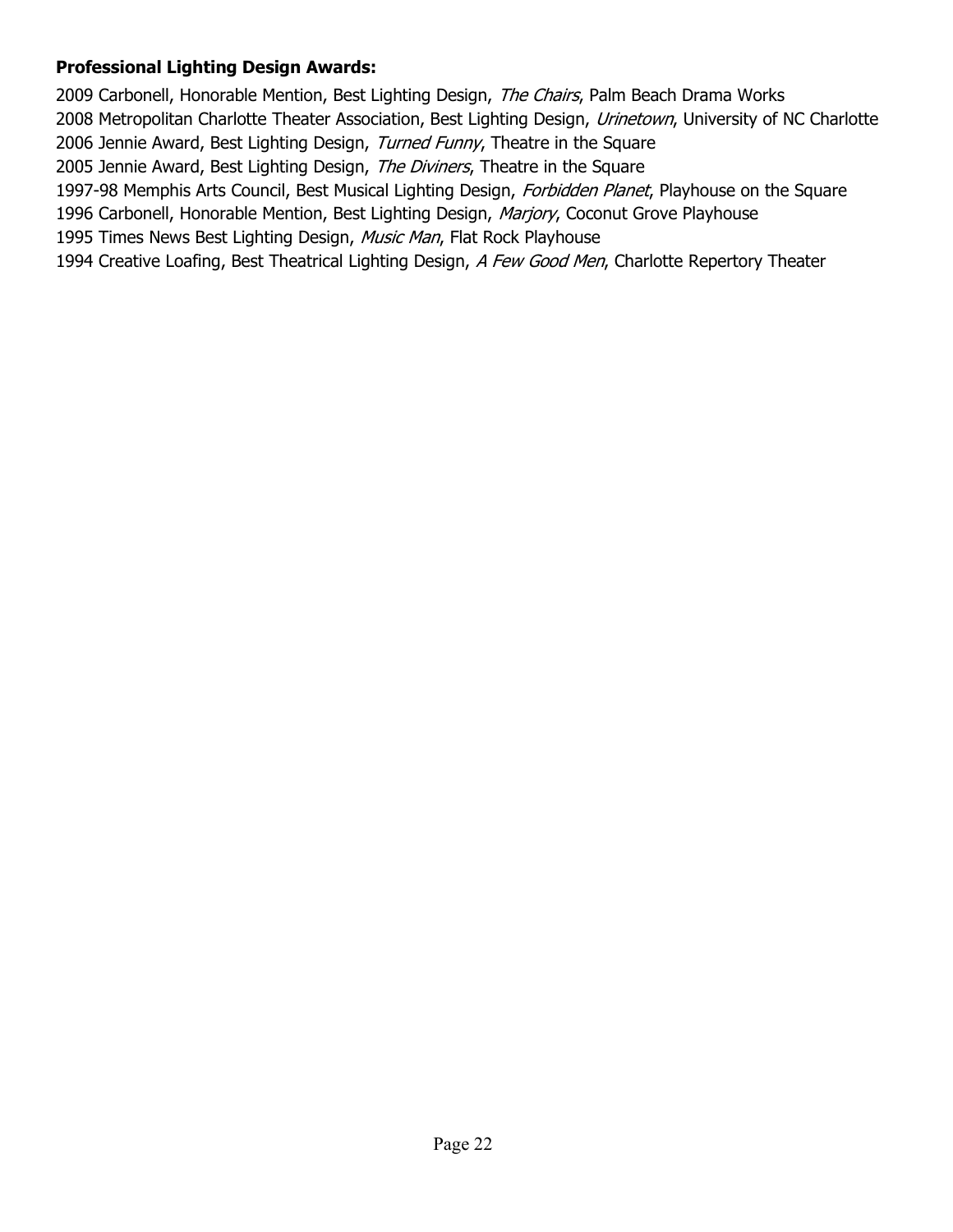**Professional Lighting Design Awards:**

2009 Carbonell, Honorable Mention, Best Lighting Design, *The Chairs*, Palm Beach Drama Works
2008 Metropolitan Charlotte Theater Association, Best Lighting Design, *Urinetown*, University of NC Charlotte
2006 Jennie Award, Best Lighting Design, *Turned Funny*, Theatre in the Square
2005 Jennie Award, Best Lighting Design, *The Diviners*, Theatre in the Square
1997-98 Memphis Arts Council, Best Musical Lighting Design, *Forbidden Planet*, Playhouse on the Square
1996 Carbonell, Honorable Mention, Best Lighting Design, *Marjory*, Coconut Grove Playhouse
1995 Times News Best Lighting Design, *Music Man*, Flat Rock Playhouse
1994 Creative Loafing, Best Theatrical Lighting Design, *A Few Good Men*, Charlotte Repertory Theater